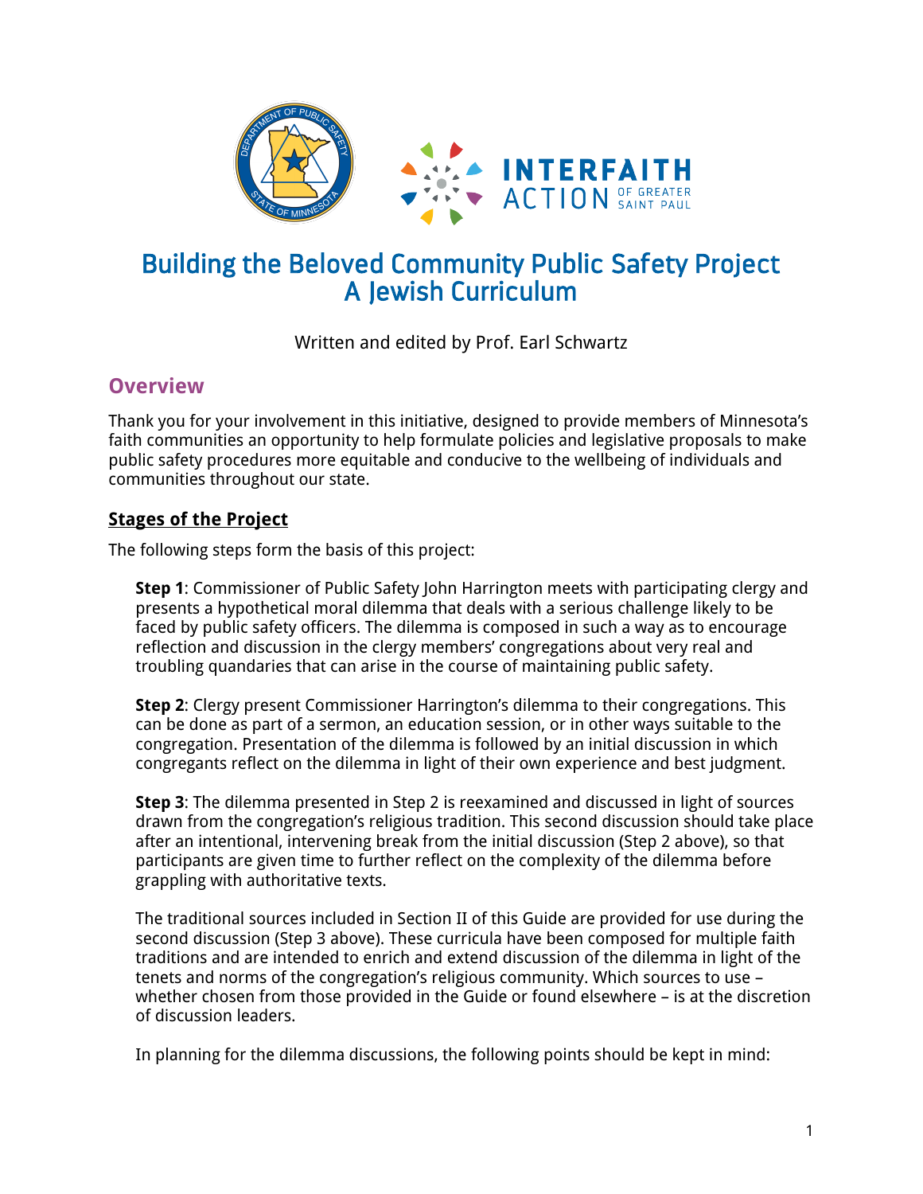# Building the Beloved Community Public Safety Project
# A Jewish Curriculum

Written and edited by Prof. Earl Schwartz

## Overview

Thank you for your involvement in this initiative, designed to provide members of Minnesota's faith communities an opportunity to help formulate policies and legislative proposals to make public safety procedures more equitable and conducive to the wellbeing of individuals and communities throughout our state.

### Stages of the Project

The following steps form the basis of this project:

**Step 1**: Commissioner of Public Safety John Harrington meets with participating clergy and presents a hypothetical moral dilemma that deals with a serious challenge likely to be faced by public safety officers. The dilemma is composed in such a way as to encourage reflection and discussion in the clergy members' congregations about very real and troubling quandaries that can arise in the course of maintaining public safety.

**Step 2**: Clergy present Commissioner Harrington's dilemma to their congregations. This can be done as part of a sermon, an education session, or in other ways suitable to the congregation. Presentation of the dilemma is followed by an initial discussion in which congregants reflect on the dilemma in light of their own experience and best judgment.

**Step 3**: The dilemma presented in Step 2 is reexamined and discussed in light of sources drawn from the congregation's religious tradition. This second discussion should take place after an intentional, intervening break from the initial discussion (Step 2 above), so that participants are given time to further reflect on the complexity of the dilemma before grappling with authoritative texts.

The traditional sources included in Section II of this Guide are provided for use during the second discussion (Step 3 above). These curricula have been composed for multiple faith traditions and are intended to enrich and extend discussion of the dilemma in light of the tenets and norms of the congregation's religious community. Which sources to use – whether chosen from those provided in the Guide or found elsewhere – is at the discretion of discussion leaders.

In planning for the dilemma discussions, the following points should be kept in mind: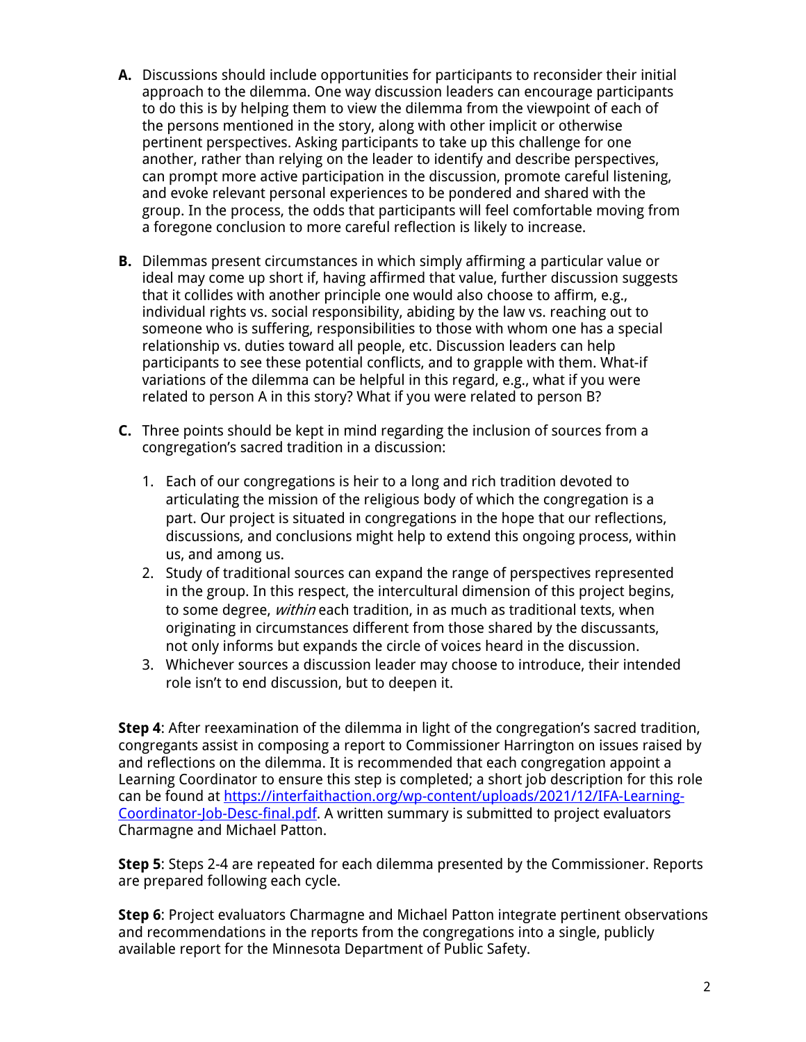**A.** Discussions should include opportunities for participants to reconsider their initial approach to the dilemma. One way discussion leaders can encourage participants to do this is by helping them to view the dilemma from the viewpoint of each of the persons mentioned in the story, along with other implicit or otherwise pertinent perspectives. Asking participants to take up this challenge for one another, rather than relying on the leader to identify and describe perspectives, can prompt more active participation in the discussion, promote careful listening, and evoke relevant personal experiences to be pondered and shared with the group. In the process, the odds that participants will feel comfortable moving from a foregone conclusion to more careful reflection is likely to increase.

**B.** Dilemmas present circumstances in which simply affirming a particular value or ideal may come up short if, having affirmed that value, further discussion suggests that it collides with another principle one would also choose to affirm, e.g., individual rights vs. social responsibility, abiding by the law vs. reaching out to someone who is suffering, responsibilities to those with whom one has a special relationship vs. duties toward all people, etc. Discussion leaders can help participants to see these potential conflicts, and to grapple with them. What-if variations of the dilemma can be helpful in this regard, e.g., what if you were related to person A in this story? What if you were related to person B?

**C.** Three points should be kept in mind regarding the inclusion of sources from a congregation's sacred tradition in a discussion:

1. Each of our congregations is heir to a long and rich tradition devoted to articulating the mission of the religious body of which the congregation is a part. Our project is situated in congregations in the hope that our reflections, discussions, and conclusions might help to extend this ongoing process, within us, and among us.
2. Study of traditional sources can expand the range of perspectives represented in the group. In this respect, the intercultural dimension of this project begins, to some degree, *within* each tradition, in as much as traditional texts, when originating in circumstances different from those shared by the discussants, not only informs but expands the circle of voices heard in the discussion.
3. Whichever sources a discussion leader may choose to introduce, their intended role isn't to end discussion, but to deepen it.

**Step 4**: After reexamination of the dilemma in light of the congregation's sacred tradition, congregants assist in composing a report to Commissioner Harrington on issues raised by and reflections on the dilemma. It is recommended that each congregation appoint a Learning Coordinator to ensure this step is completed; a short job description for this role can be found at [https://interfaithaction.org/wp-content/uploads/2021/12/IFA-Learning-Coordinator-Job-Desc-final.pdf](https://interfaithaction.org/wp-content/uploads/2021/12/IFA-Learning-Coordinator-Job-Desc-final.pdf). A written summary is submitted to project evaluators Charmagne and Michael Patton.

**Step 5**: Steps 2-4 are repeated for each dilemma presented by the Commissioner. Reports are prepared following each cycle.

**Step 6**: Project evaluators Charmagne and Michael Patton integrate pertinent observations and recommendations in the reports from the congregations into a single, publicly available report for the Minnesota Department of Public Safety.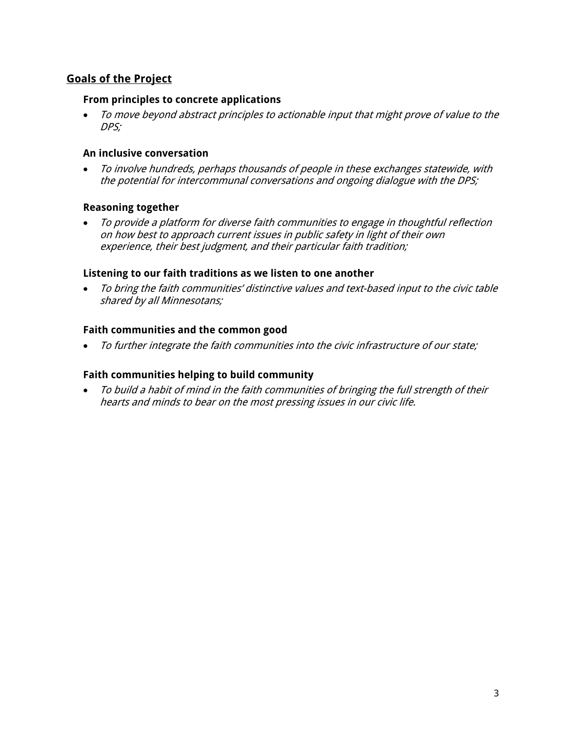## Goals of the Project

### From principles to concrete applications

- *To move beyond abstract principles to actionable input that might prove of value to the DPS;*

### An inclusive conversation

- *To involve hundreds, perhaps thousands of people in these exchanges statewide, with the potential for intercommunal conversations and ongoing dialogue with the DPS;*

### Reasoning together

- *To provide a platform for diverse faith communities to engage in thoughtful reflection on how best to approach current issues in public safety in light of their own experience, their best judgment, and their particular faith tradition;*

### Listening to our faith traditions as we listen to one another

- *To bring the faith communities' distinctive values and text-based input to the civic table shared by all Minnesotans;*

### Faith communities and the common good

- *To further integrate the faith communities into the civic infrastructure of our state;*

### Faith communities helping to build community

- *To build a habit of mind in the faith communities of bringing the full strength of their hearts and minds to bear on the most pressing issues in our civic life.*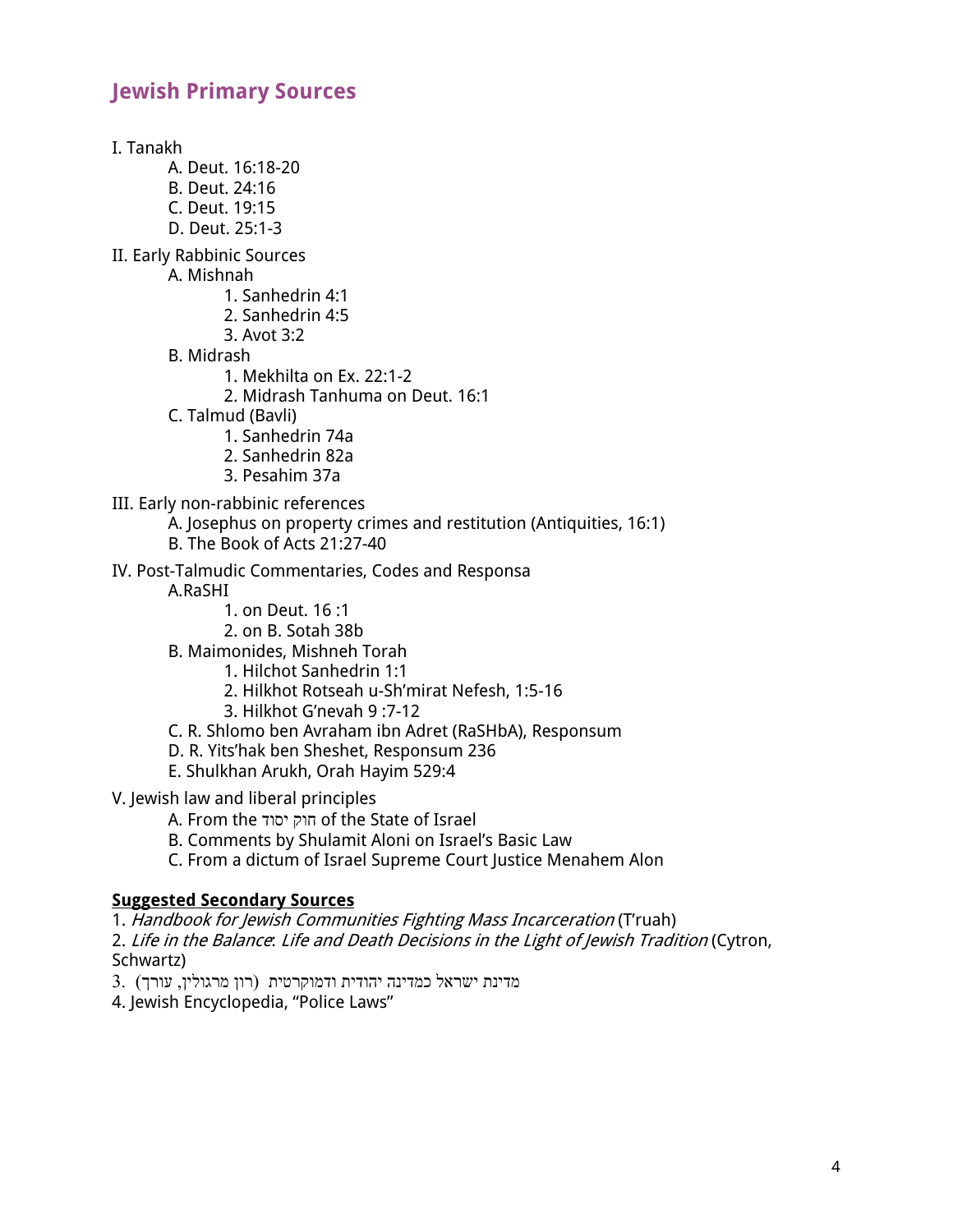## Jewish Primary Sources

I. Tanakh
- A. Deut. 16:18-20
- B. Deut. 24:16
- C. Deut. 19:15
- D. Deut. 25:1-3

II. Early Rabbinic Sources
- A. Mishnah
  - 1. Sanhedrin 4:1
  - 2. Sanhedrin 4:5
  - 3. Avot 3:2
- B. Midrash
  - 1. Mekhilta on Ex. 22:1-2
  - 2. Midrash Tanhuma on Deut. 16:1
- C. Talmud (Bavli)
  - 1. Sanhedrin 74a
  - 2. Sanhedrin 82a
  - 3. Pesahim 37a

III. Early non-rabbinic references
- A. Josephus on property crimes and restitution (Antiquities, 16:1)
- B. The Book of Acts 21:27-40

IV. Post-Talmudic Commentaries, Codes and Responsa
- A. RaSHI
  - 1. on Deut. 16 :1
  - 2. on B. Sotah 38b
- B. Maimonides, Mishneh Torah
  - 1. Hilchot Sanhedrin 1:1
  - 2. Hilkhot Rotseah u-Sh'mirat Nefesh, 1:5-16
  - 3. Hilkhot G'nevah 9 :7-12
- C. R. Shlomo ben Avraham ibn Adret (RaSHbA), Responsum
- D. R. Yits'hak ben Sheshet, Responsum 236
- E. Shulkhan Arukh, Orah Hayim 529:4

V. Jewish law and liberal principles
- A. From the חוק יסוד of the State of Israel
- B. Comments by Shulamit Aloni on Israel's Basic Law
- C. From a dictum of Israel Supreme Court Justice Menahem Alon

**<u>Suggested Secondary Sources</u>**

1. *Handbook for Jewish Communities Fighting Mass Incarceration* (T'ruah)
2. *Life in the Balance*: *Life and Death Decisions in the Light of Jewish Tradition* (Cytron, Schwartz)
3. מדינת ישראל כמדינה יהודית ודמוקרטית (רון מרגולין, עורך)
4. Jewish Encyclopedia, "Police Laws"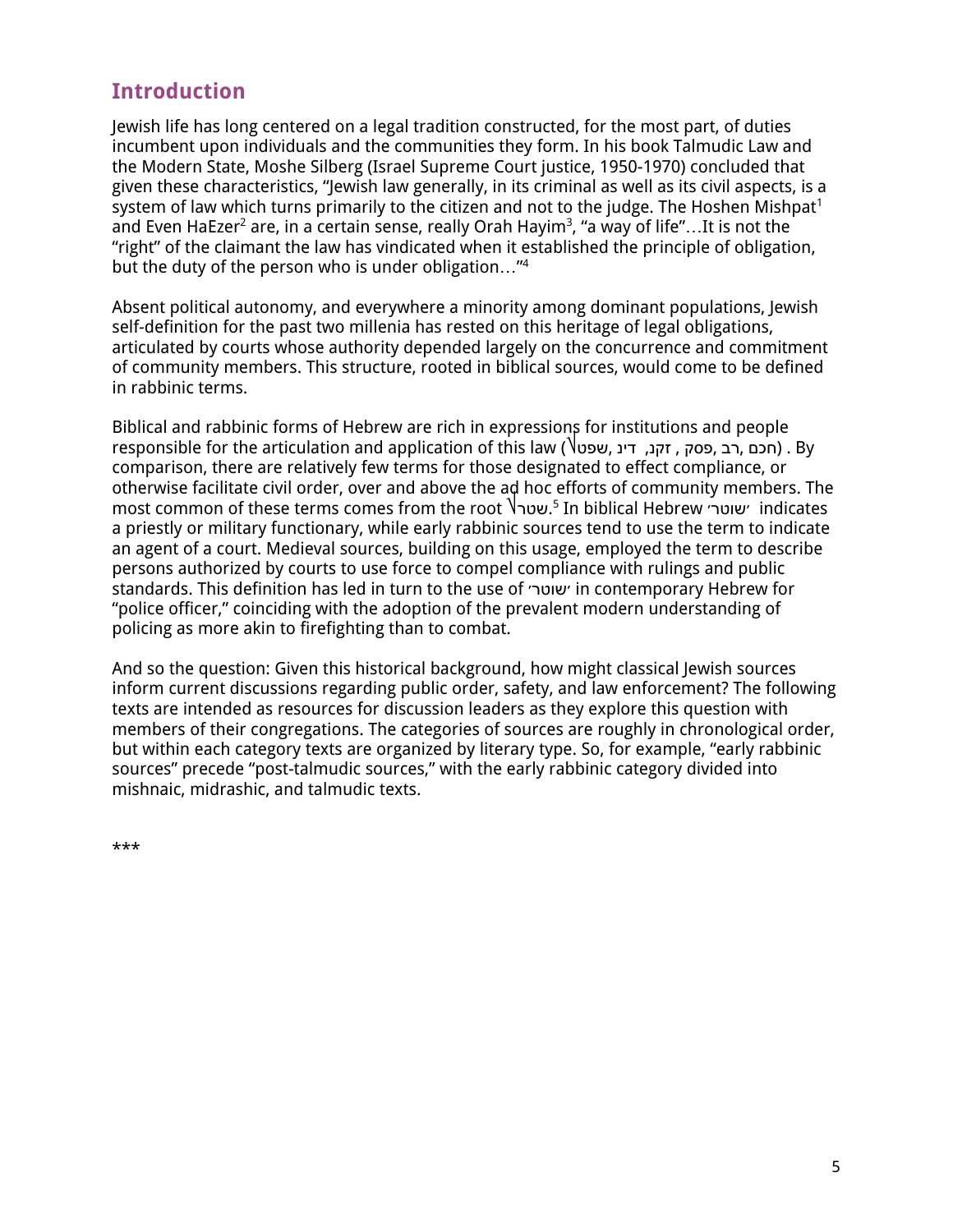## Introduction

Jewish life has long centered on a legal tradition constructed, for the most part, of duties incumbent upon individuals and the communities they form. In his book Talmudic Law and the Modern State, Moshe Silberg (Israel Supreme Court justice, 1950-1970) concluded that given these characteristics, "Jewish law generally, in its criminal as well as its civil aspects, is a system of law which turns primarily to the citizen and not to the judge. The Hoshen Mishpat[1] and Even HaEzer[2] are, in a certain sense, really Orah Hayim[3], "a way of life"…It is not the "right" of the claimant the law has vindicated when it established the principle of obligation, but the duty of the person who is under obligation…"[4]

Absent political autonomy, and everywhere a minority among dominant populations, Jewish self-definition for the past two millenia has rested on this heritage of legal obligations, articulated by courts whose authority depended largely on the concurrence and commitment of community members. This structure, rooted in biblical sources, would come to be defined in rabbinic terms.

Biblical and rabbinic forms of Hebrew are rich in expressions for institutions and people responsible for the articulation and application of this law (√שפט, דין, זקן, פסק, רב, חכם) . By comparison, there are relatively few terms for those designated to effect compliance, or otherwise facilitate civil order, over and above the ad hoc efforts of community members. The most common of these terms comes from the root √שטר.[5] In biblical Hebrew 'שוטר' indicates a priestly or military functionary, while early rabbinic sources tend to use the term to indicate an agent of a court. Medieval sources, building on this usage, employed the term to describe persons authorized by courts to use force to compel compliance with rulings and public standards. This definition has led in turn to the use of 'שוטר' in contemporary Hebrew for "police officer," coinciding with the adoption of the prevalent modern understanding of policing as more akin to firefighting than to combat.

And so the question: Given this historical background, how might classical Jewish sources inform current discussions regarding public order, safety, and law enforcement? The following texts are intended as resources for discussion leaders as they explore this question with members of their congregations. The categories of sources are roughly in chronological order, but within each category texts are organized by literary type. So, for example, "early rabbinic sources" precede "post-talmudic sources," with the early rabbinic category divided into mishnaic, midrashic, and talmudic texts.

***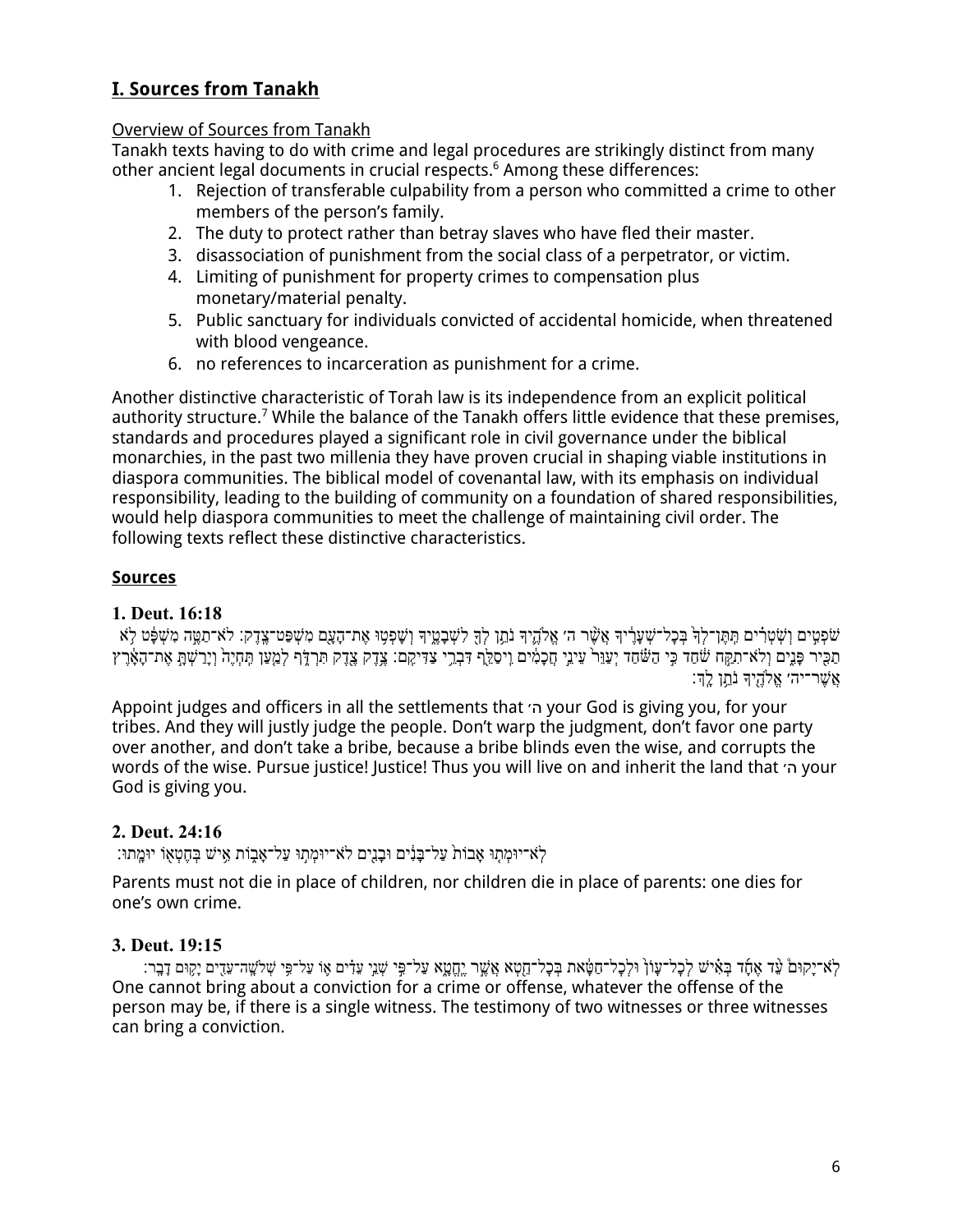## I. Sources from Tanakh

Overview of Sources from Tanakh

Tanakh texts having to do with crime and legal procedures are strikingly distinct from many other ancient legal documents in crucial respects.[6] Among these differences:

1. Rejection of transferable culpability from a person who committed a crime to other members of the person's family.
2. The duty to protect rather than betray slaves who have fled their master.
3. disassociation of punishment from the social class of a perpetrator, or victim.
4. Limiting of punishment for property crimes to compensation plus monetary/material penalty.
5. Public sanctuary for individuals convicted of accidental homicide, when threatened with blood vengeance.
6. no references to incarceration as punishment for a crime.

Another distinctive characteristic of Torah law is its independence from an explicit political authority structure.[7] While the balance of the Tanakh offers little evidence that these premises, standards and procedures played a significant role in civil governance under the biblical monarchies, in the past two millenia they have proven crucial in shaping viable institutions in diaspora communities. The biblical model of covenantal law, with its emphasis on individual responsibility, leading to the building of community on a foundation of shared responsibilities, would help diaspora communities to meet the challenge of maintaining civil order. The following texts reflect these distinctive characteristics.

**Sources**

### 1. Deut. 16:18

שֹׁפְטִ֣ים וְשֹֽׁטְרִ֗ים תִּֽתֶּן־לְךָ֙ בְּכָל־שְׁעָרֶ֔יךָ אֲשֶׁ֨ר ה׳ אֱלֹהֶ֛יךָ נֹתֵ֥ן לְךָ֖ לִשְׁבָטֶ֑יךָ וְשָׁפְט֥וּ אֶת־הָעָ֖ם מִשְׁפַּט־צֶֽדֶק׃ לֹא־תַטֶּ֣ה מִשְׁפָּ֔ט לֹ֥א תַכִּ֖יר פָּנִ֑ים וְלֹא־תִקַּ֣ח שֹׁ֔חַד כִּ֣י הַשֹּׁ֗חַד יְעַוֵּר֙ עֵינֵ֣י חֲכָמִ֔ים וִֽיסַלֵּ֖ף דִּבְרֵ֥י צַדִּיקִֽם׃ צֶ֥דֶק צֶ֖דֶק תִּרְדֹּ֑ף לְמַ֤עַן תִּֽחְיֶה֙ וְיָרַשְׁתָּ֣ אֶת־הָאָ֔רֶץ אֲשֶׁר־יה׳ אֱלֹהֶ֖יךָ נֹתֵ֥ן לָֽךְ׃

Appoint judges and officers in all the settlements that ה׳ your God is giving you, for your tribes. And they will justly judge the people. Don't warp the judgment, don't favor one party over another, and don't take a bribe, because a bribe blinds even the wise, and corrupts the words of the wise. Pursue justice! Justice! Thus you will live on and inherit the land that ה׳ your God is giving you.

### 2. Deut. 24:16

לֹֽא־יוּמְת֤וּ אָבוֹת֙ עַל־בָּנִ֔ים וּבָנִ֖ים לֹא־יוּמְת֣וּ עַל־אָב֑וֹת אִ֥ישׁ בְּחֶטְא֖וֹ יוּמָֽתוּ׃

Parents must not die in place of children, nor children die in place of parents: one dies for one's own crime.

### 3. Deut. 19:15

לֹא־יָק֨וּם עֵ֜ד אֶחָ֗ד בְּאִישׁ֙ לְכָל־עָוֺ֣ן וּלְכָל־חַטָּ֔את בְּכָל־חֵ֖טְא אֲשֶׁ֣ר יֶחֱטָ֑א עַל־פִּ֣י ׀ שְׁנֵ֣י עֵדִ֗ים א֛וֹ עַל־פִּ֥י שְׁלֹשָֽׁה־עֵדִ֖ים יָק֥וּם דָּבָֽר׃

One cannot bring about a conviction for a crime or offense, whatever the offense of the person may be, if there is a single witness. The testimony of two witnesses or three witnesses can bring a conviction.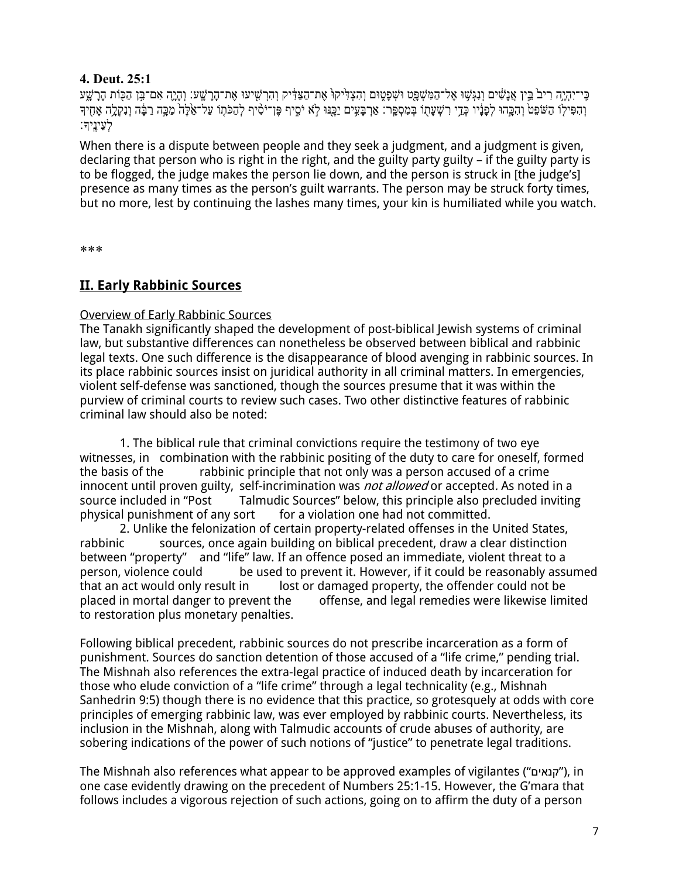**4. Deut. 25:1**

כִּֽי־יִהְיֶ֥ה רִיב֙ בֵּ֣ין אֲנָשִׁ֔ים וְנִגְּשׁ֥וּ אֶל־הַמִּשְׁפָּ֖ט וּשְׁפָט֑וּם וְהִצְדִּ֙יקוּ֙ אֶת־הַצַּדִּ֔יק וְהִרְשִׁ֖יעוּ אֶת־הָרָשָֽׁע׃ וְהָיָ֛ה אִם־בִּ֥ן הַכּ֖וֹת הָרָשָׁ֑ע וְהִפִּיל֤וֹ הַשֹּׁפֵט֙ וְהִכָּ֣הוּ לְפָנָ֔יו כְּדֵ֥י רִשְׁעָת֖וֹ בְּמִסְפָּֽר׃ אַרְבָּעִ֥ים יַכֶּ֖נּוּ לֹ֣א יֹסִ֑יף פֶּן־יֹסִ֨יף לְהַכֹּת֤וֹ עַל־אֵ֙לֶּה֙ מַכָּ֣ה רַבָּ֔ה וְנִקְלָ֥ה אָחִ֖יךָ לְעֵינֶֽיךָ׃

When there is a dispute between people and they seek a judgment, and a judgment is given, declaring that person who is right in the right, and the guilty party guilty – if the guilty party is to be flogged, the judge makes the person lie down, and the person is struck in [the judge's] presence as many times as the person's guilt warrants. The person may be struck forty times, but no more, lest by continuing the lashes many times, your kin is humiliated while you watch.

***

## II. Early Rabbinic Sources

Overview of Early Rabbinic Sources

The Tanakh significantly shaped the development of post-biblical Jewish systems of criminal law, but substantive differences can nonetheless be observed between biblical and rabbinic legal texts. One such difference is the disappearance of blood avenging in rabbinic sources. In its place rabbinic sources insist on juridical authority in all criminal matters. In emergencies, violent self-defense was sanctioned, though the sources presume that it was within the purview of criminal courts to review such cases. Two other distinctive features of rabbinic criminal law should also be noted:

1. The biblical rule that criminal convictions require the testimony of two eye witnesses, in combination with the rabbinic positing of the duty to care for oneself, formed the basis of the rabbinic principle that not only was a person accused of a crime innocent until proven guilty, self-incrimination was *not allowed* or accepted*.* As noted in a source included in "Post Talmudic Sources" below, this principle also precluded inviting physical punishment of any sort for a violation one had not committed.
2. Unlike the felonization of certain property-related offenses in the United States, rabbinic sources, once again building on biblical precedent, draw a clear distinction between "property" and "life" law. If an offence posed an immediate, violent threat to a person, violence could be used to prevent it. However, if it could be reasonably assumed that an act would only result in lost or damaged property, the offender could not be placed in mortal danger to prevent the offense, and legal remedies were likewise limited to restoration plus monetary penalties.

Following biblical precedent, rabbinic sources do not prescribe incarceration as a form of punishment. Sources do sanction detention of those accused of a "life crime," pending trial. The Mishnah also references the extra-legal practice of induced death by incarceration for those who elude conviction of a "life crime" through a legal technicality (e.g., Mishnah Sanhedrin 9:5) though there is no evidence that this practice, so grotesquely at odds with core principles of emerging rabbinic law, was ever employed by rabbinic courts. Nevertheless, its inclusion in the Mishnah, along with Talmudic accounts of crude abuses of authority, are sobering indications of the power of such notions of "justice" to penetrate legal traditions.

The Mishnah also references what appear to be approved examples of vigilantes ("קנאים"), in one case evidently drawing on the precedent of Numbers 25:1-15. However, the G'mara that follows includes a vigorous rejection of such actions, going on to affirm the duty of a person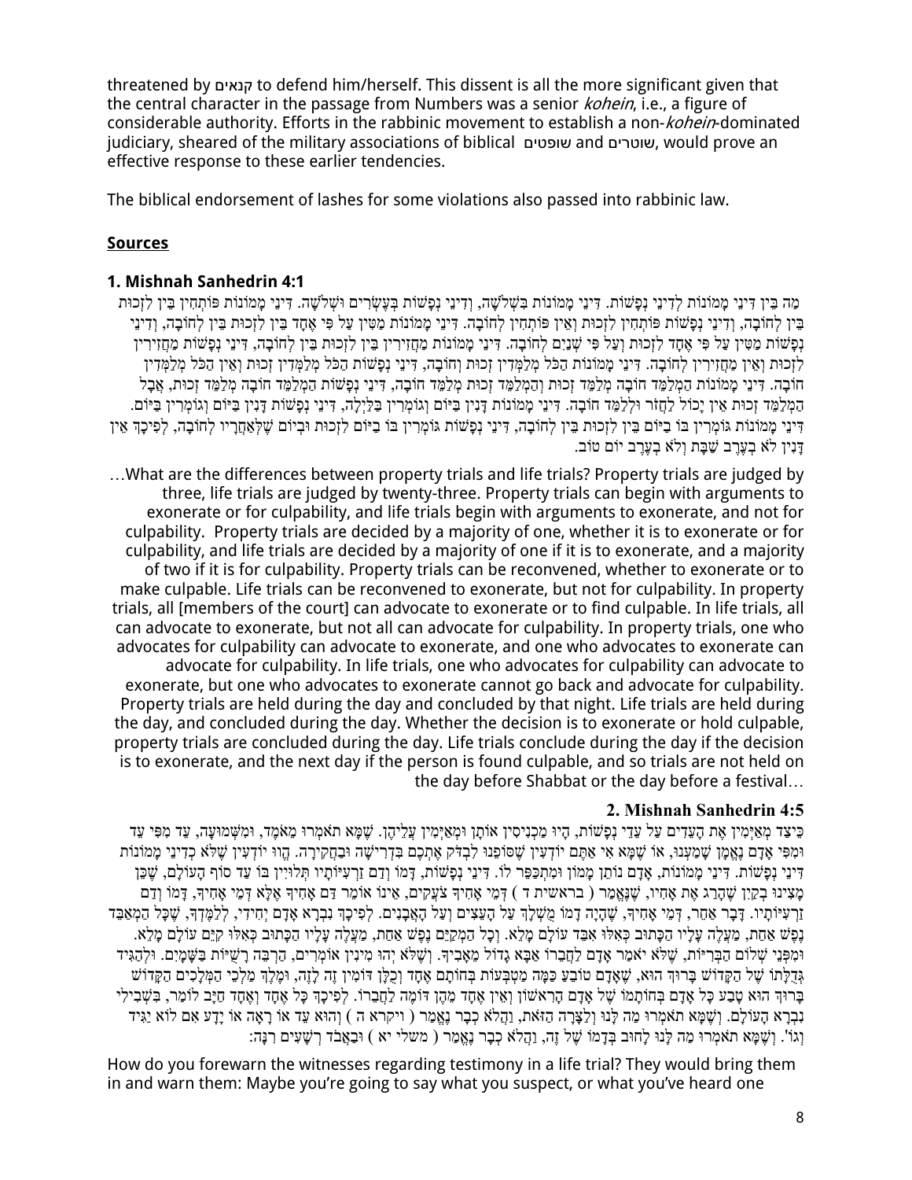threatened by קנאים to defend him/herself. This dissent is all the more significant given that the central character in the passage from Numbers was a senior *kohein*, i.e., a figure of considerable authority. Efforts in the rabbinic movement to establish a non-*kohein*-dominated judiciary, sheared of the military associations of biblical שופטים and שוטרים, would prove an effective response to these earlier tendencies.

The biblical endorsement of lashes for some violations also passed into rabbinic law.

## **Sources**

### **1. Mishnah Sanhedrin 4:1**

מַה בֵּין דִּינֵי מָמוֹנוֹת לְדִינֵי נְפָשׁוֹת. דִּינֵי מָמוֹנוֹת בִּשְׁלֹשָׁה, וְדִינֵי נְפָשׁוֹת בְּעֶשְׂרִים וּשְׁלֹשָׁה. דִּינֵי מָמוֹנוֹת פּוֹתְחִין בֵּין לִזְכוּת בֵּין לְחוֹבָה, וְדִינֵי נְפָשׁוֹת פּוֹתְחִין לִזְכוּת וְאֵין פּוֹתְחִין לְחוֹבָה. דִּינֵי מָמוֹנוֹת מַטִּין עַל פִּי אֶחָד בֵּין לִזְכוּת בֵּין לְחוֹבָה, וְדִינֵי נְפָשׁוֹת מַטִּין עַל פִּי אֶחָד לִזְכוּת וְעַל פִּי שְׁנַיִם לְחוֹבָה. דִּינֵי מָמוֹנוֹת מַחֲזִירִין בֵּין לִזְכוּת בֵּין לְחוֹבָה, דִּינֵי נְפָשׁוֹת מַחֲזִירִין לִזְכוּת וְאֵין מַחֲזִירִין לְחוֹבָה. דִּינֵי מָמוֹנוֹת הַכֹּל מְלַמְּדִין זְכוּת וְחוֹבָה, דִּינֵי נְפָשׁוֹת הַכֹּל מְלַמְּדִין זְכוּת וְאֵין הַכֹּל מְלַמְּדִין חוֹבָה. דִּינֵי מָמוֹנוֹת הַמְלַמֵּד חוֹבָה מְלַמֵּד זְכוּת וְהַמְלַמֵּד זְכוּת מְלַמֵּד חוֹבָה, דִּינֵי נְפָשׁוֹת הַמְלַמֵּד חוֹבָה מְלַמֵּד זְכוּת, אֲבָל הַמְלַמֵּד זְכוּת אֵין יָכוֹל לַחֲזֹר וּלְלַמֵּד חוֹבָה. דִּינֵי מָמוֹנוֹת דָּנִין בַּיּוֹם וְגוֹמְרִין בַּלַּיְלָה, דִּינֵי נְפָשׁוֹת דָּנִין בַּיּוֹם וְגוֹמְרִין בַּיּוֹם. דִּינֵי מָמוֹנוֹת גּוֹמְרִין בּוֹ בַיּוֹם בֵּין לִזְכוּת בֵּין לְחוֹבָה, דִּינֵי נְפָשׁוֹת גּוֹמְרִין בּוֹ בַיּוֹם לִזְכוּת וּבְיוֹם שֶׁלְּאַחֲרָיו לְחוֹבָה, לְפִיכָךְ אֵין דָּנִין לֹא בְעֶרֶב שַׁבָּת וְלֹא בְעֶרֶב יוֹם טוֹב.

…What are the differences between property trials and life trials? Property trials are judged by three, life trials are judged by twenty-three. Property trials can begin with arguments to exonerate or for culpability, and life trials begin with arguments to exonerate, and not for culpability. Property trials are decided by a majority of one, whether it is to exonerate or for culpability, and life trials are decided by a majority of one if it is to exonerate, and a majority of two if it is for culpability. Property trials can be reconvened, whether to exonerate or to make culpable. Life trials can be reconvened to exonerate, but not for culpability. In property trials, all [members of the court] can advocate to exonerate or to find culpable. In life trials, all can advocate to exonerate, but not all can advocate for culpability. In property trials, one who advocates for culpability can advocate to exonerate, and one who advocates to exonerate can advocate for culpability. In life trials, one who advocates for culpability can advocate to exonerate, but one who advocates to exonerate cannot go back and advocate for culpability. Property trials are held during the day and concluded by that night. Life trials are held during the day, and concluded during the day. Whether the decision is to exonerate or hold culpable, property trials are concluded during the day. Life trials conclude during the day if the decision is to exonerate, and the next day if the person is found culpable, and so trials are not held on the day before Shabbat or the day before a festival…

### **2. Mishnah Sanhedrin 4:5**

כֵּיצַד מְאַיְּמִין אֶת הָעֵדִים עַל עֵדֵי נְפָשׁוֹת, הָיוּ מַכְנִיסִין אוֹתָן וּמְאַיְּמִין עֲלֵיהֶן. שֶׁמָּא תֹאמְרוּ מֵאֹמֶד, וּמִשְּׁמוּעָה, עֵד מִפִּי עֵד וּמִפִּי אָדָם נֶאֱמָן שָׁמַעְנוּ, אוֹ שֶׁמָּא אִי אַתֶּם יוֹדְעִין שֶׁסּוֹפֵנוּ לִבְדֹּק אֶתְכֶם בִּדְרִישָׁה וּבַחֲקִירָה. הֱווּ יוֹדְעִין שֶׁלֹּא כְדִינֵי מָמוֹנוֹת דִּינֵי נְפָשׁוֹת. דִּינֵי מָמוֹנוֹת, אָדָם נוֹתֵן מָמוֹן וּמִתְכַּפֵּר לוֹ. דִּינֵי נְפָשׁוֹת, דָּמוֹ וְדַם זַרְעִיּוֹתָיו תְּלוּיִין בּוֹ עַד סוֹף הָעוֹלָם, שֶׁכֵּן מָצִינוּ בְקַיִן שֶׁהָרַג אֶת אָחִיו, שֶׁנֶּאֱמַר ( בראשית ד ) דְּמֵי אָחִיךָ צֹעֲקִים, אֵינוֹ אוֹמֵר דַּם אָחִיךָ אֶלָּא דְּמֵי אָחִיךָ, דָּמוֹ וְדַם זַרְעִיּוֹתָיו. דָּבָר אַחֵר, דְּמֵי אָחִיךָ, שֶׁהָיָה דָמוֹ מֻשְׁלָךְ עַל הָעֵצִים וְעַל הָאֲבָנִים. לְפִיכָךְ נִבְרָא אָדָם יְחִידִי, לְלַמֶּדְךָ, שֶׁכָּל הַמְאַבֵּד נֶפֶשׁ אַחַת, מַעֲלֶה עָלָיו הַכָּתוּב כְּאִלּוּ אִבֵּד עוֹלָם מָלֵא. וְכָל הַמְקַיֵּם נֶפֶשׁ אַחַת, מַעֲלֶה עָלָיו הַכָּתוּב כְּאִלּוּ קִיֵּם עוֹלָם מָלֵא. וּמִפְּנֵי שְׁלוֹם הַבְּרִיּוֹת, שֶׁלֹּא יֹאמַר אָדָם לַחֲבֵרוֹ אַבָּא גָדוֹל מֵאָבִיךָ. וְשֶׁלֹּא יְהוּ מִינִין אוֹמְרִים, הַרְבֵּה רָשֻׁיּוֹת בַּשָּׁמָיִם. וּלְהַגִּיד גְּדֻלָּתוֹ שֶׁל הַקָּדוֹשׁ בָּרוּךְ הוּא, שֶׁאָדָם טוֹבֵעַ כַּמָּה מַטְבְּעוֹת בְּחוֹתָם אֶחָד וְכֻלָּן דּוֹמִין זֶה לָזֶה, וּמֶלֶךְ מַלְכֵי הַמְּלָכִים הַקָּדוֹשׁ בָּרוּךְ הוּא טָבַע כָּל אָדָם בְּחוֹתָמוֹ שֶׁל אָדָם הָרִאשׁוֹן וְאֵין אֶחָד מֵהֶן דּוֹמֶה לַחֲבֵרוֹ. לְפִיכָךְ כָּל אֶחָד וְאֶחָד חַיָּב לוֹמַר, בִּשְׁבִילִי נִבְרָא הָעוֹלָם. וְשֶׁמָּא תֹאמְרוּ מַה לָּנוּ וְלַצָּרָה הַזֹּאת, וַהֲלֹא כְבָר נֶאֱמַר ( ויקרא ה ) וְהוּא עֵד אוֹ רָאָה אוֹ יָדָע אִם לוֹא יַגִּיד וְגוֹ'. וְשֶׁמָּא תֹאמְרוּ מַה לָּנוּ לָחוּב בְּדָמוֹ שֶׁל זֶה, וַהֲלֹא כְבָר נֶאֱמַר ( משלי יא ) וּבַאֲבֹד רְשָׁעִים רִנָּה:

How do you forewarn the witnesses regarding testimony in a life trial? They would bring them in and warn them: Maybe you're going to say what you suspect, or what you've heard one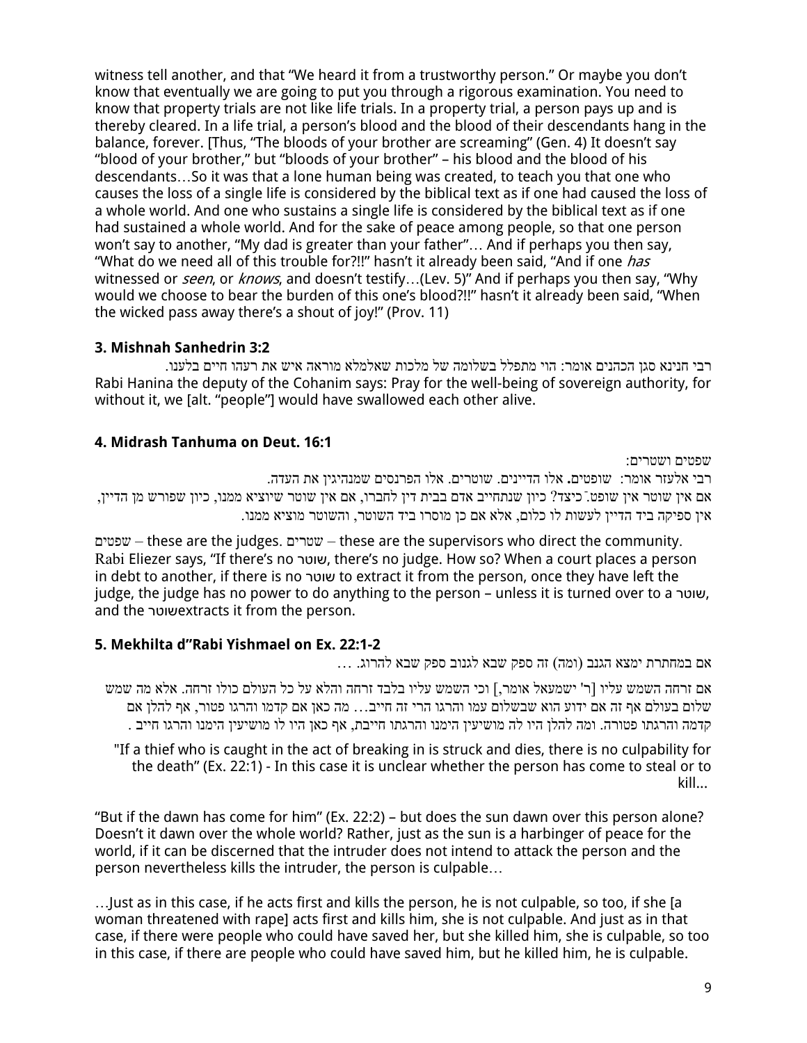witness tell another, and that "We heard it from a trustworthy person." Or maybe you don't know that eventually we are going to put you through a rigorous examination. You need to know that property trials are not like life trials. In a property trial, a person pays up and is thereby cleared. In a life trial, a person's blood and the blood of their descendants hang in the balance, forever. [Thus, "The bloods of your brother are screaming" (Gen. 4) It doesn't say "blood of your brother," but "bloods of your brother" – his blood and the blood of his descendants…So it was that a lone human being was created, to teach you that one who causes the loss of a single life is considered by the biblical text as if one had caused the loss of a whole world. And one who sustains a single life is considered by the biblical text as if one had sustained a whole world. And for the sake of peace among people, so that one person won't say to another, "My dad is greater than your father"… And if perhaps you then say, "What do we need all of this trouble for?!!" hasn't it already been said, "And if one *has* witnessed or *seen*, or *knows*, and doesn't testify…(Lev. 5)" And if perhaps you then say, "Why would we choose to bear the burden of this one's blood?!!" hasn't it already been said, "When the wicked pass away there's a shout of joy!" (Prov. 11)

### 3. Mishnah Sanhedrin 3:2

רבי חנינא סגן הכהנים אומר: הוי מתפלל בשלומה של מלכות שאלמלא מוראה איש את רעהו חיים בלענו.

Rabi Hanina the deputy of the Cohanim says: Pray for the well-being of sovereign authority, for without it, we [alt. "people"] would have swallowed each other alive.

### 4. Midrash Tanhuma on Deut. 16:1

שפטים ושטרים:

רבי אלעזר אומר: שופטים. אלו הדיינים. שוטרים. אלו הפרנסים שמנהיגין את העדה.

אם אין שוטר אין שופט. כיצד? כיון שנתחייב אדם בבית דין לחברו, אם אין שוטר שיוציא ממנו, כיון שפורש מן הדיין, אין ספיקה ביד הדיין לעשות לו כלום, אלא אם כן מוסרו ביד השוטר, והשוטר מוציא ממנו.

שפטים – these are the judges. שטרים – these are the supervisors who direct the community. Rabi Eliezer says, "If there's no שוטר, there's no judge. How so? When a court places a person in debt to another, if there is no שוטר to extract it from the person, once they have left the judge, the judge has no power to do anything to the person – unless it is turned over to a שוטר, and the שוטרextracts it from the person.

### 5. Mekhilta d"Rabi Yishmael on Ex. 22:1-2

אם במחתרת ימצא הגנב (ומה) זה ספק שבא לגנוב ספק שבא להרוג. ...

אם זרחה השמש עליו [ר' ישמעאל אומר,] וכי השמש עליו בלבד זרחה והלא על כל העולם כולו זרחה. אלא מה שמש שלום בעולם אף זה אם ידוע הוא שבשלום עמו והרגו הרי זה חייב... מה כאן אם קדמו והרגו פטור, אף להלן אם קדמה והרגתו פטורה. ומה להלן היו לה מושיעין הימנו והרגתו חייבת, אף כאן היו לו מושיעין הימנו והרגו חייב .

"If a thief who is caught in the act of breaking in is struck and dies, there is no culpability for the death" (Ex. 22:1) - In this case it is unclear whether the person has come to steal or to kill...

"But if the dawn has come for him" (Ex. 22:2) – but does the sun dawn over this person alone? Doesn't it dawn over the whole world? Rather, just as the sun is a harbinger of peace for the world, if it can be discerned that the intruder does not intend to attack the person and the person nevertheless kills the intruder, the person is culpable…

…Just as in this case, if he acts first and kills the person, he is not culpable, so too, if she [a woman threatened with rape] acts first and kills him, she is not culpable. And just as in that case, if there were people who could have saved her, but she killed him, she is culpable, so too in this case, if there are people who could have saved him, but he killed him, he is culpable.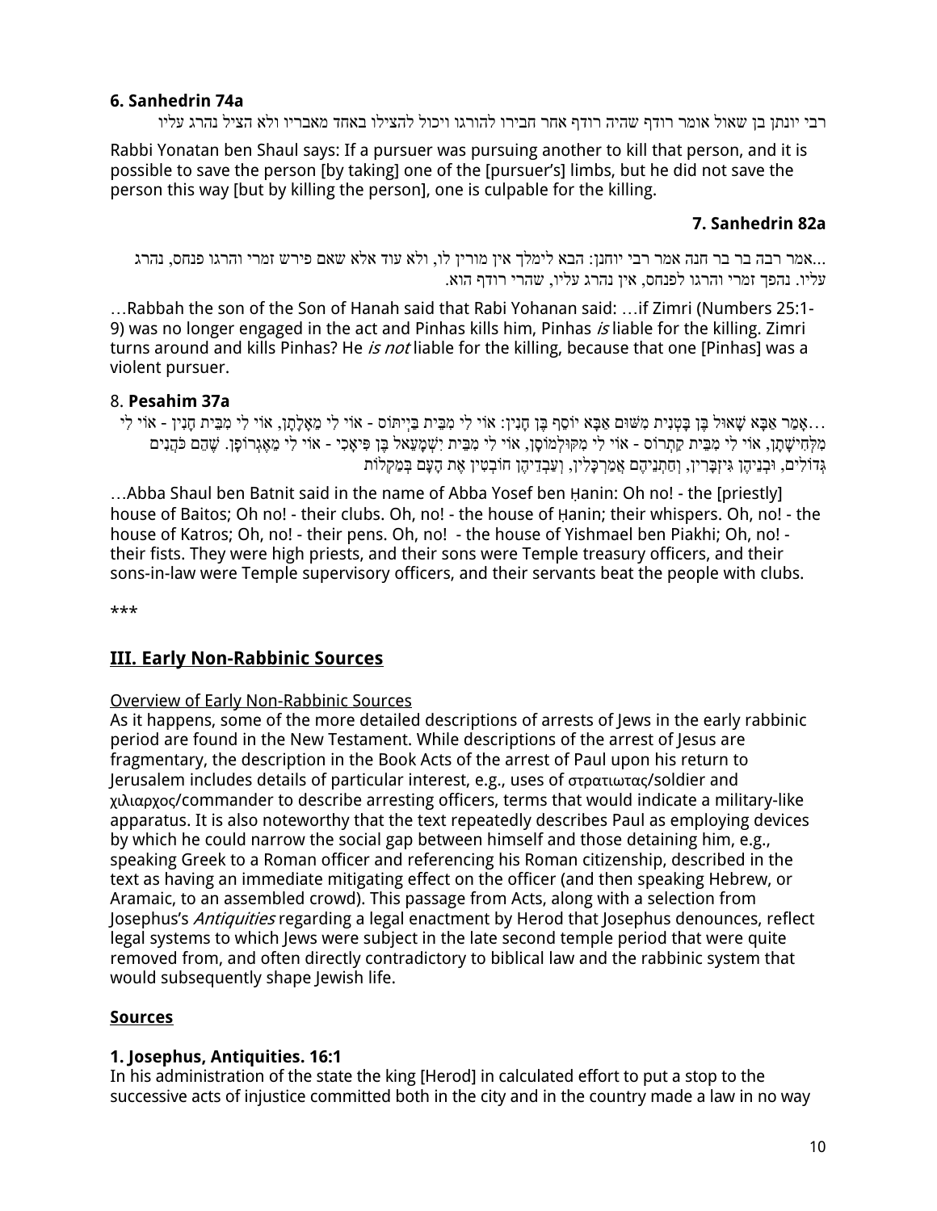**6. Sanhedrin 74a**

רבי יונתן בן שאול אומר רודף שהיה רודף אחר חבירו להורגו ויכול להצילו באחד מאבריו ולא הציל נהרג עליו

Rabbi Yonatan ben Shaul says: If a pursuer was pursuing another to kill that person, and it is possible to save the person [by taking] one of the [pursuer's] limbs, but he did not save the person this way [but by killing the person], one is culpable for the killing.

**7. Sanhedrin 82a**

...אמר רבה בר בר חנה אמר רבי יוחנן: הבא לימלך אין מורין לו, ולא עוד אלא שאם פירש זמרי והרגו פנחס, נהרג עליו. נהפך זמרי והרגו לפנחס, אין נהרג עליו, שהרי רודף הוא.

…Rabbah the son of the Son of Hanah said that Rabi Yohanan said: …if Zimri (Numbers 25:1-9) was no longer engaged in the act and Pinhas kills him, Pinhas *is* liable for the killing. Zimri turns around and kills Pinhas? He *is not* liable for the killing, because that one [Pinhas] was a violent pursuer.

8. **Pesahim 37a**

…אָמַר אַבָּא שָׁאוּל בֶּן בָּטְנִית מִשּׁוּם אַבָּא יוֹסֵף בֶּן חָנִין: אוֹי לִי מִבֵּית בַּיְיתוֹס - אוֹי לִי מֵאַלָּתָן, אוֹי לִי מִבֵּית חָנִין - אוֹי לִי מִלְּחִישָׁתָן, אוֹי לִי מִבֵּית קַתְרוֹס - אוֹי לִי מִקּוּלְמוֹסָן, אוֹי לִי מִבֵּית יִשְׁמָעֵאל בֶּן פִּיאָכִי - אוֹי לִי מֵאֶגְרוֹפָן. שֶׁהֵם כֹּהֲנִים גְּדוֹלִים, וּבְנֵיהֶן גִּיזְבָּרִין, וַחֲתְנֵיהֶם אֲמַרְכָּלִין, וְעַבְדֵיהֶן חוֹבְטִין אֶת הָעָם בְּמַקְלוֹת

…Abba Shaul ben Batnit said in the name of Abba Yosef ben Ḥanin: Oh no! - the [priestly] house of Baitos; Oh no! - their clubs. Oh, no! - the house of Ḥanin; their whispers. Oh, no! - the house of Katros; Oh, no! - their pens. Oh, no! - the house of Yishmael ben Piakhi; Oh, no! - their fists. They were high priests, and their sons were Temple treasury officers, and their sons-in-law were Temple supervisory officers, and their servants beat the people with clubs.

***

## III. Early Non-Rabbinic Sources

Overview of Early Non-Rabbinic Sources

As it happens, some of the more detailed descriptions of arrests of Jews in the early rabbinic period are found in the New Testament. While descriptions of the arrest of Jesus are fragmentary, the description in the Book Acts of the arrest of Paul upon his return to Jerusalem includes details of particular interest, e.g., uses of στρατιωτας/soldier and χιλιαρχος/commander to describe arresting officers, terms that would indicate a military-like apparatus. It is also noteworthy that the text repeatedly describes Paul as employing devices by which he could narrow the social gap between himself and those detaining him, e.g., speaking Greek to a Roman officer and referencing his Roman citizenship, described in the text as having an immediate mitigating effect on the officer (and then speaking Hebrew, or Aramaic, to an assembled crowd). This passage from Acts, along with a selection from Josephus's *Antiquities* regarding a legal enactment by Herod that Josephus denounces, reflect legal systems to which Jews were subject in the late second temple period that were quite removed from, and often directly contradictory to biblical law and the rabbinic system that would subsequently shape Jewish life.

**Sources**

**1. Josephus, Antiquities. 16:1**

In his administration of the state the king [Herod] in calculated effort to put a stop to the successive acts of injustice committed both in the city and in the country made a law in no way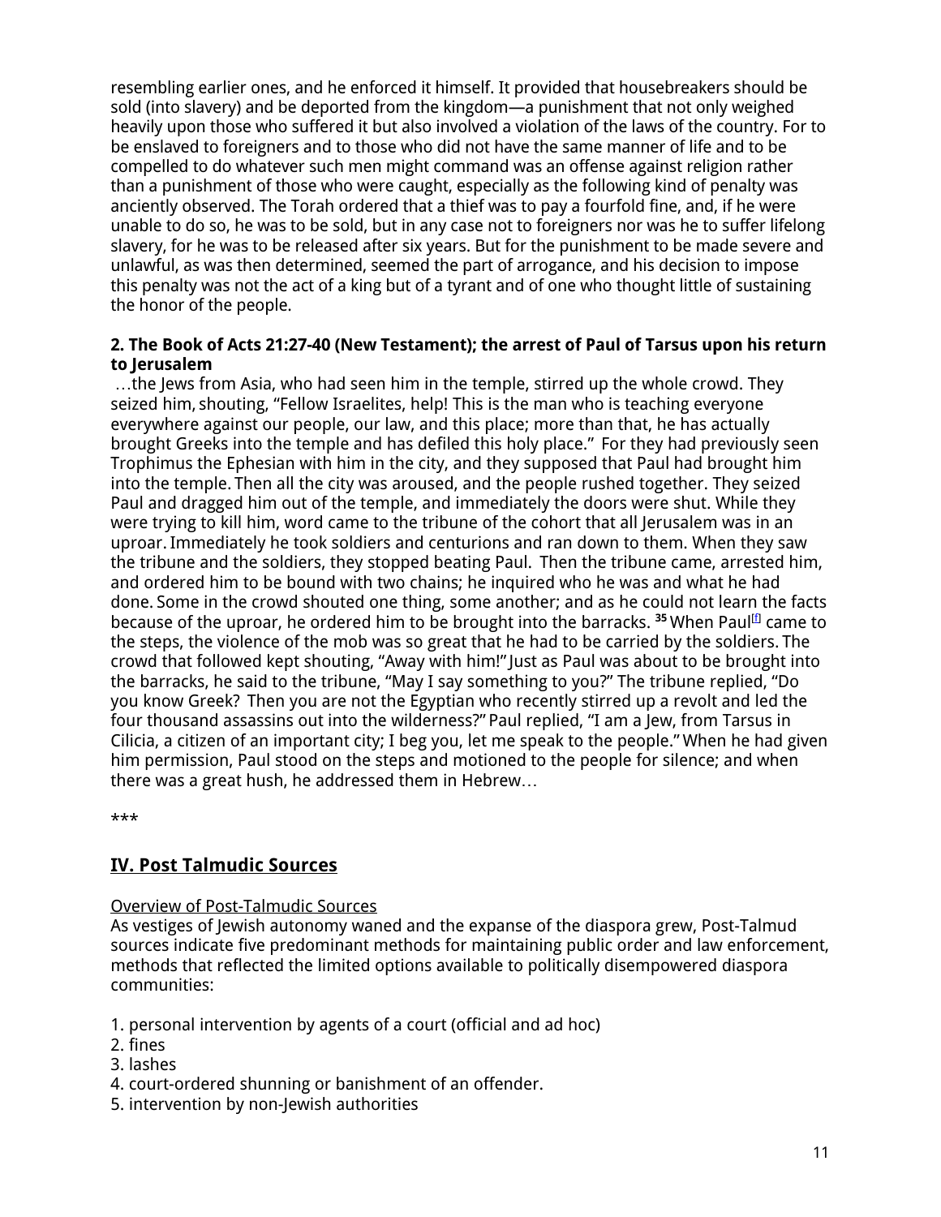resembling earlier ones, and he enforced it himself. It provided that housebreakers should be sold (into slavery) and be deported from the kingdom—a punishment that not only weighed heavily upon those who suffered it but also involved a violation of the laws of the country. For to be enslaved to foreigners and to those who did not have the same manner of life and to be compelled to do whatever such men might command was an offense against religion rather than a punishment of those who were caught, especially as the following kind of penalty was anciently observed. The Torah ordered that a thief was to pay a fourfold fine, and, if he were unable to do so, he was to be sold, but in any case not to foreigners nor was he to suffer lifelong slavery, for he was to be released after six years. But for the punishment to be made severe and unlawful, as was then determined, seemed the part of arrogance, and his decision to impose this penalty was not the act of a king but of a tyrant and of one who thought little of sustaining the honor of the people.

**2. The Book of Acts 21:27-40 (New Testament); the arrest of Paul of Tarsus upon his return to Jerusalem**

…the Jews from Asia, who had seen him in the temple, stirred up the whole crowd. They seized him, shouting, "Fellow Israelites, help! This is the man who is teaching everyone everywhere against our people, our law, and this place; more than that, he has actually brought Greeks into the temple and has defiled this holy place." For they had previously seen Trophimus the Ephesian with him in the city, and they supposed that Paul had brought him into the temple. Then all the city was aroused, and the people rushed together. They seized Paul and dragged him out of the temple, and immediately the doors were shut. While they were trying to kill him, word came to the tribune of the cohort that all Jerusalem was in an uproar. Immediately he took soldiers and centurions and ran down to them. When they saw the tribune and the soldiers, they stopped beating Paul. Then the tribune came, arrested him, and ordered him to be bound with two chains; he inquired who he was and what he had done. Some in the crowd shouted one thing, some another; and as he could not learn the facts because of the uproar, he ordered him to be brought into the barracks. **35** When Paul[f] came to the steps, the violence of the mob was so great that he had to be carried by the soldiers. The crowd that followed kept shouting, "Away with him!" Just as Paul was about to be brought into the barracks, he said to the tribune, "May I say something to you?" The tribune replied, "Do you know Greek? Then you are not the Egyptian who recently stirred up a revolt and led the four thousand assassins out into the wilderness?" Paul replied, "I am a Jew, from Tarsus in Cilicia, a citizen of an important city; I beg you, let me speak to the people." When he had given him permission, Paul stood on the steps and motioned to the people for silence; and when there was a great hush, he addressed them in Hebrew…

***

## <u>IV. Post Talmudic Sources</u>

<u>Overview of Post-Talmudic Sources</u>

As vestiges of Jewish autonomy waned and the expanse of the diaspora grew, Post-Talmud sources indicate five predominant methods for maintaining public order and law enforcement, methods that reflected the limited options available to politically disempowered diaspora communities:

1. personal intervention by agents of a court (official and ad hoc)
2. fines
3. lashes
4. court-ordered shunning or banishment of an offender.
5. intervention by non-Jewish authorities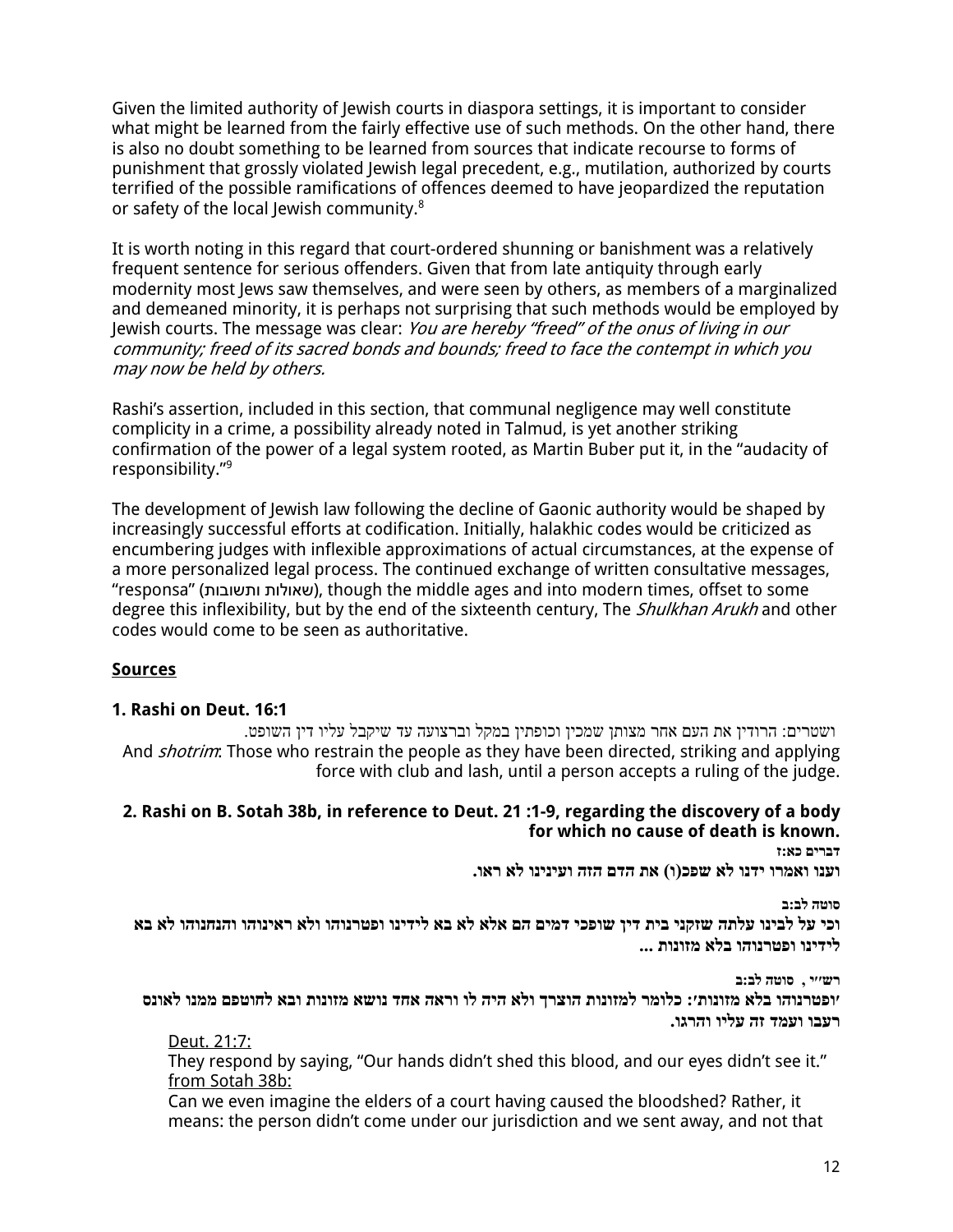Given the limited authority of Jewish courts in diaspora settings, it is important to consider what might be learned from the fairly effective use of such methods. On the other hand, there is also no doubt something to be learned from sources that indicate recourse to forms of punishment that grossly violated Jewish legal precedent, e.g., mutilation, authorized by courts terrified of the possible ramifications of offences deemed to have jeopardized the reputation or safety of the local Jewish community.[8]

It is worth noting in this regard that court-ordered shunning or banishment was a relatively frequent sentence for serious offenders. Given that from late antiquity through early modernity most Jews saw themselves, and were seen by others, as members of a marginalized and demeaned minority, it is perhaps not surprising that such methods would be employed by Jewish courts. The message was clear: *You are hereby "freed" of the onus of living in our community; freed of its sacred bonds and bounds; freed to face the contempt in which you may now be held by others.*

Rashi's assertion, included in this section, that communal negligence may well constitute complicity in a crime, a possibility already noted in Talmud, is yet another striking confirmation of the power of a legal system rooted, as Martin Buber put it, in the "audacity of responsibility."[9]

The development of Jewish law following the decline of Gaonic authority would be shaped by increasingly successful efforts at codification. Initially, halakhic codes would be criticized as encumbering judges with inflexible approximations of actual circumstances, at the expense of a more personalized legal process. The continued exchange of written consultative messages, "responsa" (שאולות ותשובות), though the middle ages and into modern times, offset to some degree this inflexibility, but by the end of the sixteenth century, The *Shulkhan Arukh* and other codes would come to be seen as authoritative.

**Sources**

**1. Rashi on Deut. 16:1**

ושטרים: הרודין את העם אחר מצותן שמכין וכופתין במקל וברצועה עד שיקבל עליו דין השופט.

And *shotrim*: Those who restrain the people as they have been directed, striking and applying force with club and lash, until a person accepts a ruling of the judge.

**2. Rashi on B. Sotah 38b, in reference to Deut. 21 :1-9, regarding the discovery of a body for which no cause of death is known.**

**דברים כא:ז**

**וענו ואמרו ידנו לא שפכ(ו) את הדם הזה ועינינו לא ראו.**

**סוטה לב:ב**

**וכי על לבינו עלתה שזקני בית דין שופכי דמים הם אלא לא בא לידינו ופטרנוהו ולא ראינוהו והנחנוהו לא בא לידינו ופטרנוהו בלא מזונות ...**

**רש"י , סוטה לב:ב**

**'ופטרנוהו בלא מזונות': כלומר למזונות הוצרך ולא היה לו וראה אחד נושא מזונות ובא לחוטפם ממנו לאונס רעבו ועמד זה עליו והרגו.**

Deut. 21:7:
They respond by saying, "Our hands didn't shed this blood, and our eyes didn't see it."
from Sotah 38b:
Can we even imagine the elders of a court having caused the bloodshed? Rather, it means: the person didn't come under our jurisdiction and we sent away, and not that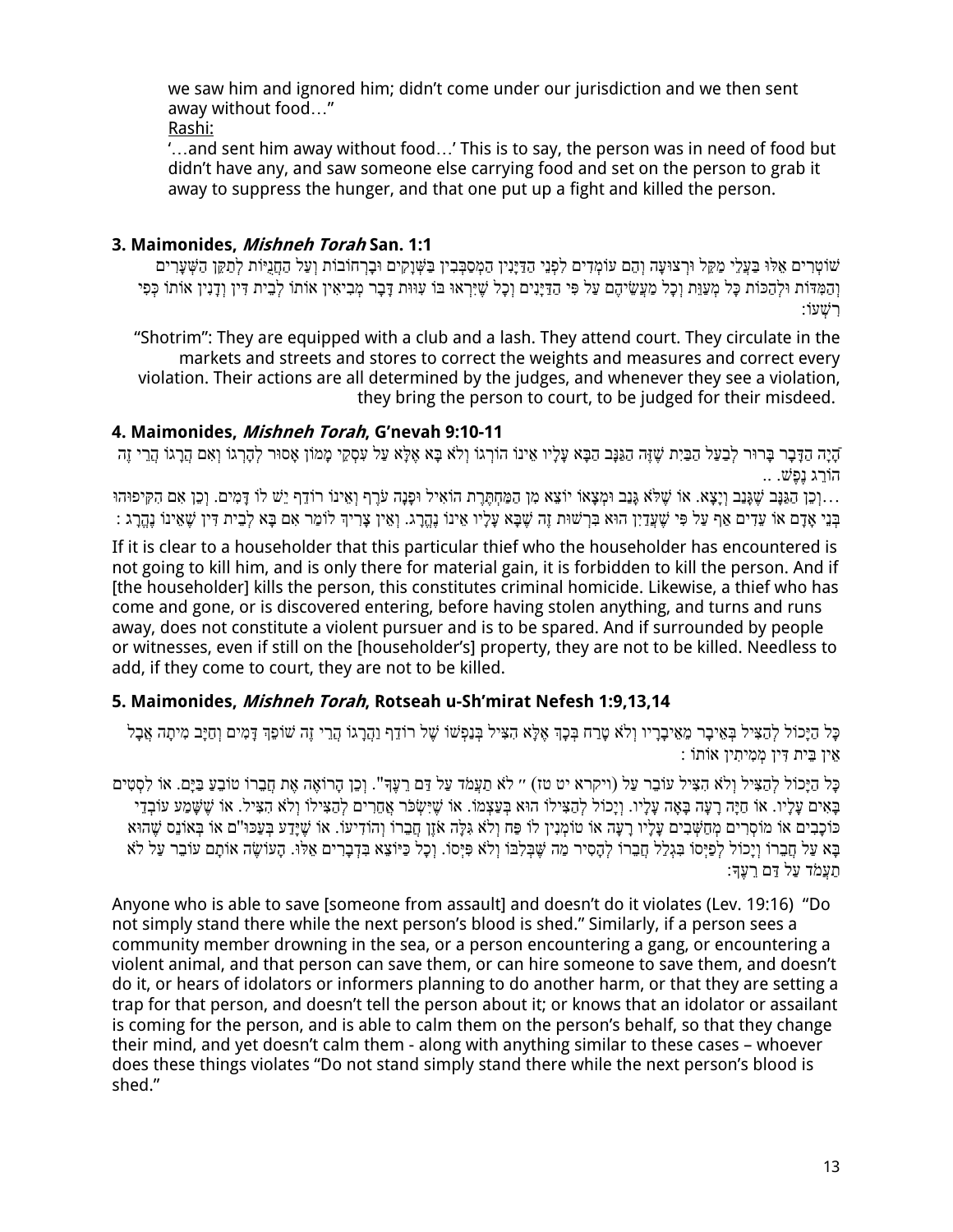we saw him and ignored him; didn't come under our jurisdiction and we then sent away without food…"
Rashi:
'…and sent him away without food…' This is to say, the person was in need of food but didn't have any, and saw someone else carrying food and set on the person to grab it away to suppress the hunger, and that one put up a fight and killed the person.

### 3. Maimonides, *Mishneh Torah* San. 1:1

שׁוֹטְרִים אֵלּוּ בַּעֲלֵי מַקֵּל וּרְצוּעָה וְהֵם עוֹמְדִים לִפְנֵי הַדַּיָּנִין הַמְסַבְּבִין בַּשְּׁוָקִים וּבָרְחוֹבוֹת וְעַל הַחֲנֻיּוֹת לְתַקֵּן הַשְּׁעָרִים וְהַמִּדּוֹת וּלְהַכּוֹת כָּל מְעֻוָּת וְכָל מַעֲשֵׂיהֶם עַל פִּי הַדַּיָּנִים וְכָל שֶׁיִּרְאוּ בּוֹ עַוְלָה דָּבָר מְבִיאִין אוֹתוֹ לְבֵית דִּין וְדָנִין אוֹתוֹ כְּפִי רִשְׁעוֹ:

"Shotrim": They are equipped with a club and a lash. They attend court. They circulate in the markets and streets and stores to correct the weights and measures and correct every violation. Their actions are all determined by the judges, and whenever they see a violation, they bring the person to court, to be judged for their misdeed.

### 4. Maimonides, *Mishneh Torah*, G'nevah 9:10-11

הָיָה הַדָּבָר בָּרוּר לְבַעַל הַבַּיִת שֶׁזֶּה הַגַּנָּב הַבָּא עָלָיו אֵינוֹ הוֹרְגוֹ וְלֹא בָּא אֶלָּא עַל עִסְקֵי מָמוֹן אָסוּר לְהָרְגוֹ וְאִם הֲרָגוֹ הֲרֵי זֶה הוֹרֵג נֶפֶשׁ. ..

…וְכֵן הַגַּנָּב שֶׁגָּנַב וְיָצָא. אוֹ שֶׁלֹּא גָּנַב וּמְצָאוֹ יוֹצֵא מִן הַמַּחְתֶּרֶת הוֹאִיל וּפָנָה עֹרֶף וְאֵינוֹ רוֹדֵף יֵשׁ לוֹ דָּמִים. וְכֵן אִם הִקִּיפוּהוּ בְּנֵי אָדָם אוֹ עֵדִים אַף עַל פִּי שֶׁעֲדַיִן הוּא בִּרְשׁוּת זֶה שֶׁבָּא עָלָיו אֵינוֹ נֶהֱרָג. וְאֵין צָרִיךְ לוֹמַר אִם בָּא לְבֵית דִּין שֶׁאֵינוֹ נֶהֱרָג :

If it is clear to a householder that this particular thief who the householder has encountered is not going to kill him, and is only there for material gain, it is forbidden to kill the person. And if [the householder] kills the person, this constitutes criminal homicide. Likewise, a thief who has come and gone, or is discovered entering, before having stolen anything, and turns and runs away, does not constitute a violent pursuer and is to be spared. And if surrounded by people or witnesses, even if still on the [householder's] property, they are not to be killed. Needless to add, if they come to court, they are not to be killed.

### 5. Maimonides, *Mishneh Torah*, Rotseah u-Sh'mirat Nefesh 1:9,13,14

כָּל הַיָּכוֹל לְהַצִּיל בְּאֵיבָר מֵאֵיבָרָיו וְלֹא טָרַח בְּכָךְ אֶלָּא הִצִּיל בְּנַפְשׁוֹ שֶׁל רוֹדֵף וַהֲרָגוֹ הֲרֵי זֶה שׁוֹפֵךְ דָּמִים וְחַיָּב מִיתָה אֲבָל אֵין בֵּית דִּין מְמִיתִין אוֹתוֹ :

כָּל הַיָּכוֹל לְהַצִּיל וְלֹא הִצִּיל עוֹבֵר עַל (ויקרא יט טז) " לֹא תַעֲמֹד עַל דַּם רֵעֶךָ". וְכֵן הָרוֹאֶה אֶת חֲבֵרוֹ טוֹבֵעַ בַּיָּם. אוֹ לִסְטִים בָּאִים עָלָיו. אוֹ חַיָּה רָעָה בָּאָה עָלָיו. וְיָכוֹל לְהַצִּילוֹ הוּא בְּעַצְמוֹ. אוֹ שֶׁיִּשְׂכֹּר אֲחֵרִים לְהַצִּילוֹ וְלֹא הִצִּיל. אוֹ שֶׁשָּׁמַע עוֹבְדֵי כּוֹכָבִים אוֹ מוֹסְרִים מְחַשְּׁבִים עָלָיו רָעָה אוֹ טוֹמְנִין לוֹ פַּח וְלֹא גִּלָּה אֹזֶן חֲבֵרוֹ וְהוֹדִיעוֹ. אוֹ שֶׁיָּדַע בְּעַכּוּ"ם אוֹ בְּאוֹנֵס שֶׁהוּא בָּא עַל חֲבֵרוֹ וְיָכוֹל לְפַיְּסוֹ בִּגְלַל חֲבֵרוֹ לְהָסִיר מַה שֶּׁבְּלִבּוֹ וְלֹא פִּיְּסוֹ. וְכָל כַּיּוֹצֵא בִּדְבָרִים אֵלּוּ. הָעוֹשֶׂה אוֹתָם עוֹבֵר עַל לֹא תַעֲמֹד עַל דַּם רֵעֶךָ:

Anyone who is able to save [someone from assault] and doesn't do it violates (Lev. 19:16) "Do not simply stand there while the next person's blood is shed." Similarly, if a person sees a community member drowning in the sea, or a person encountering a gang, or encountering a violent animal, and that person can save them, or can hire someone to save them, and doesn't do it, or hears of idolators or informers planning to do another harm, or that they are setting a trap for that person, and doesn't tell the person about it; or knows that an idolator or assailant is coming for the person, and is able to calm them on the person's behalf, so that they change their mind, and yet doesn't calm them - along with anything similar to these cases – whoever does these things violates "Do not stand simply stand there while the next person's blood is shed."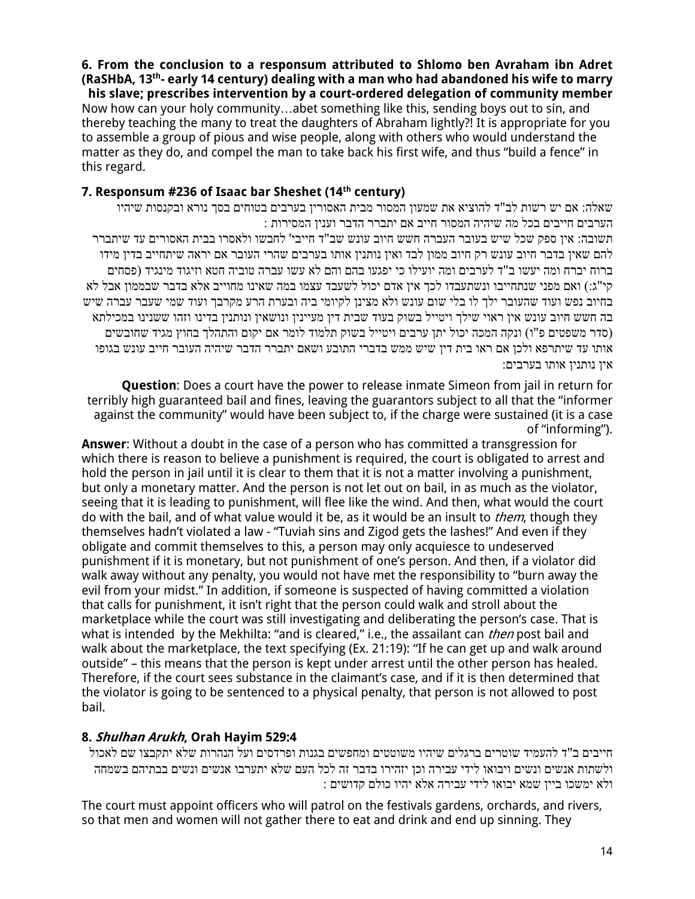**6. From the conclusion to a responsum attributed to Shlomo ben Avraham ibn Adret (RaSHbA, 13th- early 14 century) dealing with a man who had abandoned his wife to marry his slave; prescribes intervention by a court-ordered delegation of community member**

Now how can your holy community…abet something like this, sending boys out to sin, and thereby teaching the many to treat the daughters of Abraham lightly?! It is appropriate for you to assemble a group of pious and wise people, along with others who would understand the matter as they do, and compel the man to take back his first wife, and thus "build a fence" in this regard.

**7. Responsum #236 of Isaac bar Sheshet (14th century)**

שאלה: אם יש רשות לב"ד להוציא את שמעון המסור מבית האסורין בערבים בטוחים בסך נורא ובקנסות שיהיו הערבים חייבים בכל מה שיהיה המסור חייב אם יתברר הדבר וענין המסירות :

תשובה: אין ספק שכל שיש בעובר העברה חשש חיוב עונש שב"ד חייבי' לחבשו ולאסרו בבית האסורים עד שיתברר להם שאין בדבר חיוב עונש רק חיוב ממון לבד ואין נותנין אותו בערבים שהרי העובר אם יראה שיתחייב בדין מידו ברוח יברח ומה יעשו ב"ד לערבים ומה יועילו כי יפגעו בהם והם לא עשו עברה טוביה חטא וזיגוד מינגיד (פסחים קי"ג:) ואם מפני שנתחייבו ונשתעבדו לכך אין אדם יכול לשעבד עצמו במה שאינו מחוייב אלא בדבר שבממון אבל לא בחיוב נפש ועוד שהעובר ילך לו בלי שום עונש ולא מצינן לקיומי ביה ובערת הרע מקרבך ועוד שמי שעבר עברה שיש בה חשש חיוב עונש אין ראוי שילך ויטייל בשוק בעוד שבית דין מעיינין ונושאין ונותנין בדינו וזהו ששנינו במכילתא (סדר משפטים פ"ו) ונקה המכה יכול יתן ערבים ויטייל בשוק תלמוד לומר אם יקום והתהלך בחוץ מגיד שחובשים אותו עד שיתרפא ולכן אם ראו בית דין שיש ממש בדברי התובע ושאם יתברר הדבר שיהיה העובר חייב עונש בגופו אין נותנין אותו בערבים:

**Question**: Does a court have the power to release inmate Simeon from jail in return for terribly high guaranteed bail and fines, leaving the guarantors subject to all that the "informer against the community" would have been subject to, if the charge were sustained (it is a case of "informing").

**Answer**: Without a doubt in the case of a person who has committed a transgression for which there is reason to believe a punishment is required, the court is obligated to arrest and hold the person in jail until it is clear to them that it is not a matter involving a punishment, but only a monetary matter. And the person is not let out on bail, in as much as the violator, seeing that it is leading to punishment, will flee like the wind. And then, what would the court do with the bail, and of what value would it be, as it would be an insult to *them*, though they themselves hadn't violated a law - "Tuviah sins and Zigod gets the lashes!" And even if they obligate and commit themselves to this, a person may only acquiesce to undeserved punishment if it is monetary, but not punishment of one's person. And then, if a violator did walk away without any penalty, you would not have met the responsibility to "burn away the evil from your midst." In addition, if someone is suspected of having committed a violation that calls for punishment, it isn't right that the person could walk and stroll about the marketplace while the court was still investigating and deliberating the person's case. That is what is intended by the Mekhilta: "and is cleared," i.e., the assailant can *then* post bail and walk about the marketplace, the text specifying (Ex. 21:19): "If he can get up and walk around outside" – this means that the person is kept under arrest until the other person has healed. Therefore, if the court sees substance in the claimant's case, and if it is then determined that the violator is going to be sentenced to a physical penalty, that person is not allowed to post bail.

**8. *Shulhan Arukh*, Orah Hayim 529:4**

חייבים ב"ד להעמיד שוטרים ברגלים שיהיו משוטטים ומחפשים בגנות ופרדסים ועל הנהרות שלא יתקבצו שם לאכול ולשתות אנשים ונשים ויבואו לידי עבירה וכן יזהירו בדבר זה לכל העם שלא יתערבו אנשים ונשים בבתיהם בשמחה ולא ימשכו ביין שמא יבואו לידי עבירה אלא יהיו כולם קדושים :

The court must appoint officers who will patrol on the festivals gardens, orchards, and rivers, so that men and women will not gather there to eat and drink and end up sinning. They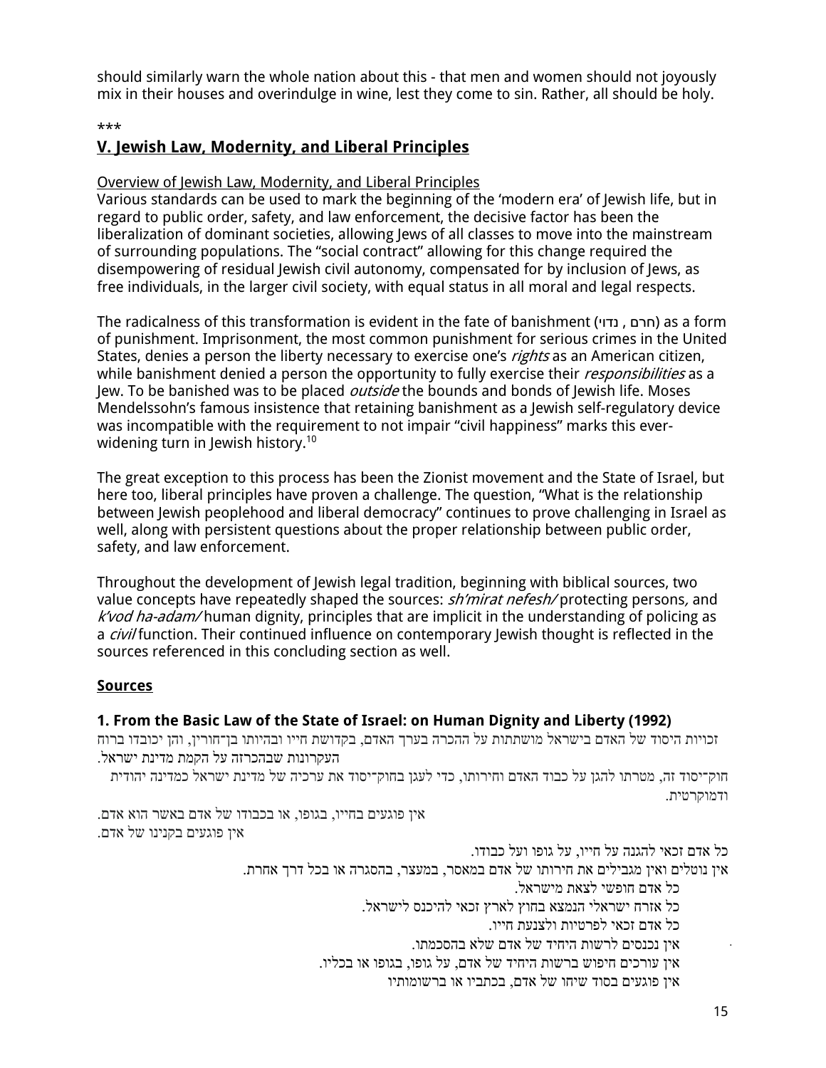should similarly warn the whole nation about this - that men and women should not joyously mix in their houses and overindulge in wine, lest they come to sin. Rather, all should be holy.

***

## V. Jewish Law, Modernity, and Liberal Principles

Overview of Jewish Law, Modernity, and Liberal Principles

Various standards can be used to mark the beginning of the ‘modern era’ of Jewish life, but in regard to public order, safety, and law enforcement, the decisive factor has been the liberalization of dominant societies, allowing Jews of all classes to move into the mainstream of surrounding populations. The “social contract” allowing for this change required the disempowering of residual Jewish civil autonomy, compensated for by inclusion of Jews, as free individuals, in the larger civil society, with equal status in all moral and legal respects.

The radicalness of this transformation is evident in the fate of banishment (חרם , נדוי) as a form of punishment. Imprisonment, the most common punishment for serious crimes in the United States, denies a person the liberty necessary to exercise one’s *rights* as an American citizen, while banishment denied a person the opportunity to fully exercise their *responsibilities* as a Jew. To be banished was to be placed *outside* the bounds and bonds of Jewish life. Moses Mendelssohn’s famous insistence that retaining banishment as a Jewish self-regulatory device was incompatible with the requirement to not impair “civil happiness” marks this ever-widening turn in Jewish history.[10]

The great exception to this process has been the Zionist movement and the State of Israel, but here too, liberal principles have proven a challenge. The question, “What is the relationship between Jewish peoplehood and liberal democracy” continues to prove challenging in Israel as well, along with persistent questions about the proper relationship between public order, safety, and law enforcement.

Throughout the development of Jewish legal tradition, beginning with biblical sources, two value concepts have repeatedly shaped the sources: *sh’mirat nefesh/* protecting persons, and *k’vod ha-adam/* human dignity, principles that are implicit in the understanding of policing as a *civil* function. Their continued influence on contemporary Jewish thought is reflected in the sources referenced in this concluding section as well.

### Sources

**1. From the Basic Law of the State of Israel: on Human Dignity and Liberty (1992)**

זכויות היסוד של האדם בישראל מושתתות על ההכרה בערך האדם, בקדושת חייו ובהיותו בן־חורין, והן יכובדו ברוח העקרונות שבהכרזה על הקמת מדינת ישראל.

חוק־יסוד זה, מטרתו להגן על כבוד האדם וחירותו, כדי לעגן בחוק־יסוד את ערכיה של מדינת ישראל כמדינה יהודית ודמוקרטית.

אין פוגעים בחייו, בגופו, או בכבודו של אדם באשר הוא אדם.

אין פוגעים בקנינו של אדם.

כל אדם זכאי להגנה על חייו, על גופו ועל כבודו.

אין נוטלים ואין מגבילים את חירותו של אדם במאסר, במעצר, בהסגרה או בכל דרך אחרת.

כל אדם חופשי לצאת מישראל.

כל אזרח ישראלי הנמצא בחוץ לארץ זכאי להיכנס לישראל.

כל אדם זכאי לפרטיות ולצנעת חייו.

אין נכנסים לרשות היחיד של אדם שלא בהסכמתו.

אין עורכים חיפוש ברשות היחיד של אדם, על גופו, בגופו או בכליו.

אין פוגעים בסוד שיחו של אדם, בכתביו או ברשומותיו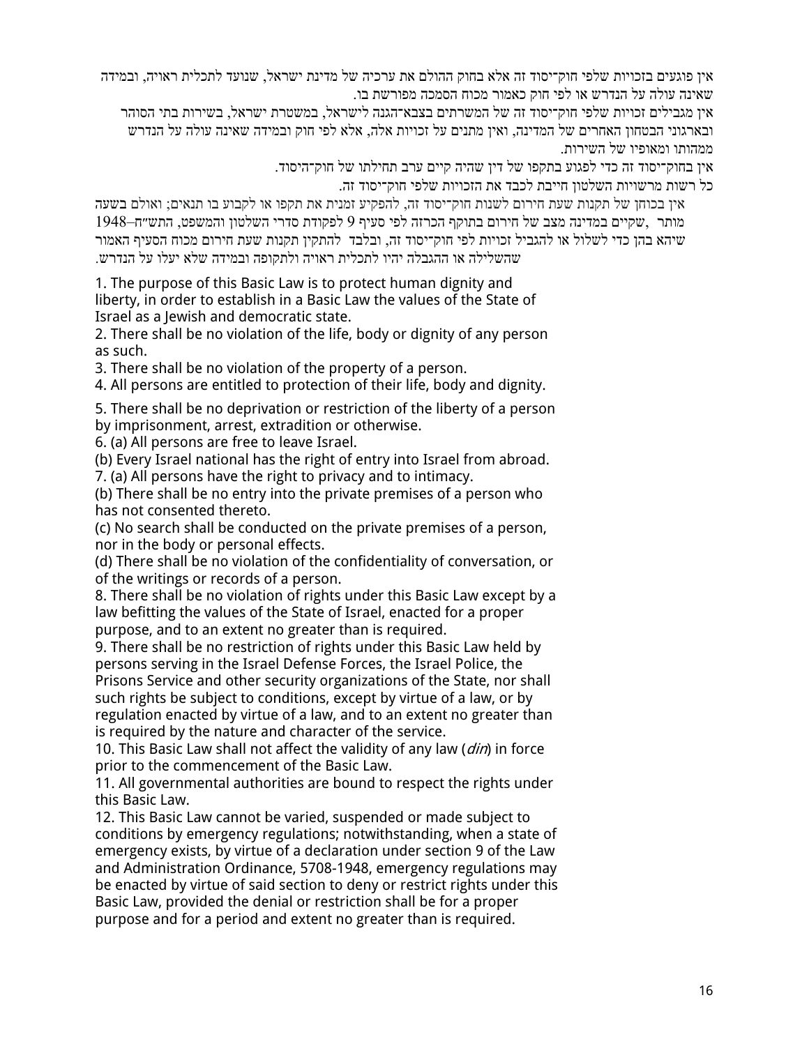אין פוגעים בזכויות שלפי חוק־יסוד זה אלא בחוק ההולם את ערכיה של מדינת ישראל, שנועד לתכלית ראויה, ובמידה שאינה עולה על הנדרש או לפי חוק כאמור מכוח הסמכה מפורשת בו.

אין מגבילים זכויות שלפי חוק־יסוד זה של המשרתים בצבא־הגנה לישראל, במשטרת ישראל, בשירות בתי הסוהר ובארגוני הבטחון האחרים של המדינה, ואין מתנים על זכויות אלה, אלא לפי חוק ובמידה שאינה עולה על הנדרש ממהותו ומאופיו של השירות.

אין בחוק־יסוד זה כדי לפגוע בתקפו של דין שהיה קיים ערב תחילתו של חוק־היסוד.

כל רשות מרשויות השלטון חייבת לכבד את הזכויות שלפי חוק־יסוד זה.

אין בכוחן של תקנות שעת חירום לשנות חוק־יסוד זה, להפקיע זמנית את תקפו או לקבוע בו תנאים; ואולם בשעה שקיים במדינה מצב של חירום בתוקף הכרזה לפי סעיף 9 לפקודת סדרי השלטון והמשפט, התש״ח–1948, מותר להתקין תקנות שעת חירום מכוח הסעיף האמור שיהא בהן כדי לשלול או להגביל זכויות לפי חוק־יסוד זה, ובלבד שהשלילה או ההגבלה יהיו לתכלית ראויה ולתקופה ובמידה שלא יעלו על הנדרש.

1. The purpose of this Basic Law is to protect human dignity and liberty, in order to establish in a Basic Law the values of the State of Israel as a Jewish and democratic state.
2. There shall be no violation of the life, body or dignity of any person as such.
3. There shall be no violation of the property of a person.
4. All persons are entitled to protection of their life, body and dignity.
5. There shall be no deprivation or restriction of the liberty of a person by imprisonment, arrest, extradition or otherwise.
6. (a) All persons are free to leave Israel.
(b) Every Israel national has the right of entry into Israel from abroad.
7. (a) All persons have the right to privacy and to intimacy.
(b) There shall be no entry into the private premises of a person who has not consented thereto.
(c) No search shall be conducted on the private premises of a person, nor in the body or personal effects.
(d) There shall be no violation of the confidentiality of conversation, or of the writings or records of a person.
8. There shall be no violation of rights under this Basic Law except by a law befitting the values of the State of Israel, enacted for a proper purpose, and to an extent no greater than is required.
9. There shall be no restriction of rights under this Basic Law held by persons serving in the Israel Defense Forces, the Israel Police, the Prisons Service and other security organizations of the State, nor shall such rights be subject to conditions, except by virtue of a law, or by regulation enacted by virtue of a law, and to an extent no greater than is required by the nature and character of the service.
10. This Basic Law shall not affect the validity of any law (*din*) in force prior to the commencement of the Basic Law.
11. All governmental authorities are bound to respect the rights under this Basic Law.
12. This Basic Law cannot be varied, suspended or made subject to conditions by emergency regulations; notwithstanding, when a state of emergency exists, by virtue of a declaration under section 9 of the Law and Administration Ordinance, 5708-1948, emergency regulations may be enacted by virtue of said section to deny or restrict rights under this Basic Law, provided the denial or restriction shall be for a proper purpose and for a period and extent no greater than is required.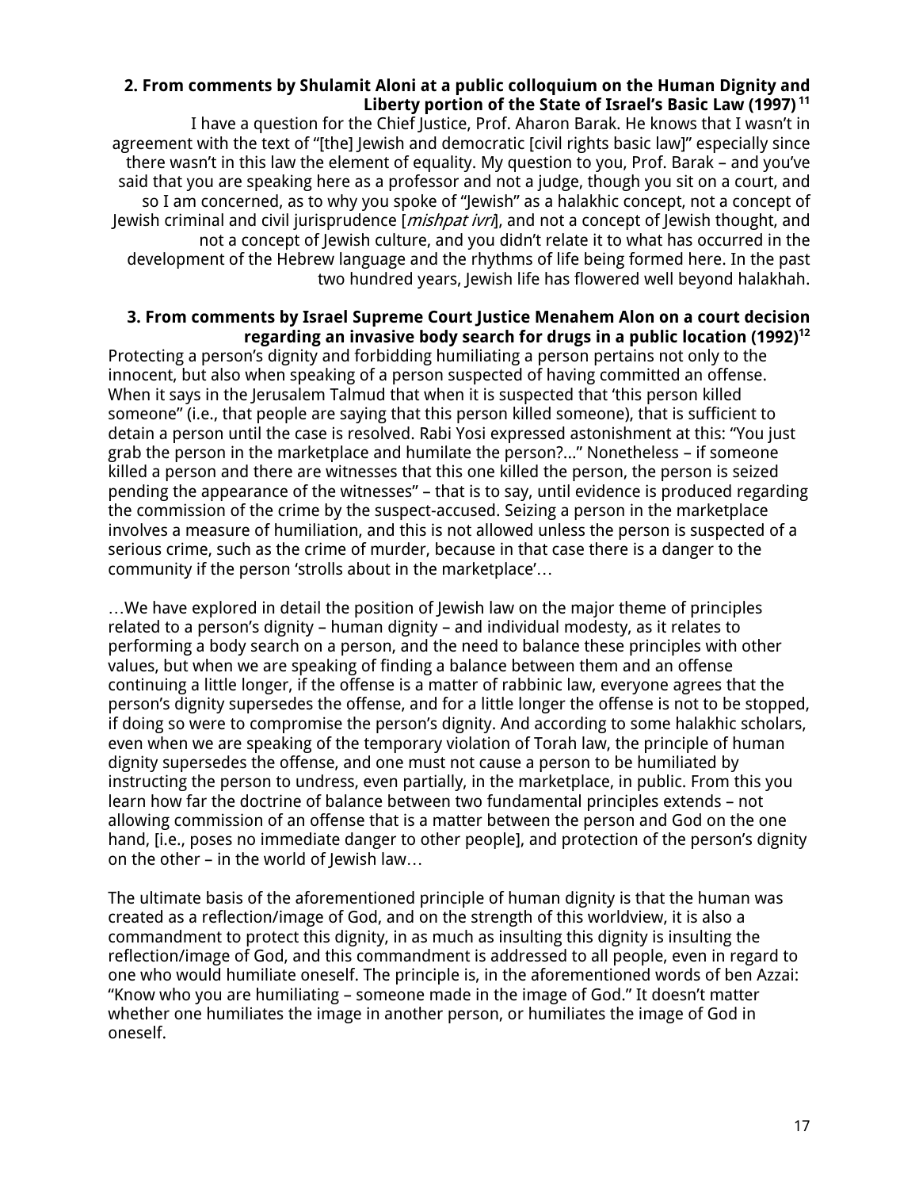**2. From comments by Shulamit Aloni at a public colloquium on the Human Dignity and Liberty portion of the State of Israel's Basic Law (1997)** [11]

I have a question for the Chief Justice, Prof. Aharon Barak. He knows that I wasn't in agreement with the text of "[the] Jewish and democratic [civil rights basic law]" especially since there wasn't in this law the element of equality. My question to you, Prof. Barak – and you've said that you are speaking here as a professor and not a judge, though you sit on a court, and so I am concerned, as to why you spoke of "Jewish" as a halakhic concept, not a concept of Jewish criminal and civil jurisprudence [*mishpat ivri*], and not a concept of Jewish thought, and not a concept of Jewish culture, and you didn't relate it to what has occurred in the development of the Hebrew language and the rhythms of life being formed here. In the past two hundred years, Jewish life has flowered well beyond halakhah.

**3. From comments by Israel Supreme Court Justice Menahem Alon on a court decision regarding an invasive body search for drugs in a public location (1992)**[12]

Protecting a person's dignity and forbidding humiliating a person pertains not only to the innocent, but also when speaking of a person suspected of having committed an offense. When it says in the Jerusalem Talmud that when it is suspected that 'this person killed someone" (i.e., that people are saying that this person killed someone), that is sufficient to detain a person until the case is resolved. Rabi Yosi expressed astonishment at this: "You just grab the person in the marketplace and humilate the person?..." Nonetheless – if someone killed a person and there are witnesses that this one killed the person, the person is seized pending the appearance of the witnesses" – that is to say, until evidence is produced regarding the commission of the crime by the suspect-accused. Seizing a person in the marketplace involves a measure of humiliation, and this is not allowed unless the person is suspected of a serious crime, such as the crime of murder, because in that case there is a danger to the community if the person 'strolls about in the marketplace'…

…We have explored in detail the position of Jewish law on the major theme of principles related to a person's dignity – human dignity – and individual modesty, as it relates to performing a body search on a person, and the need to balance these principles with other values, but when we are speaking of finding a balance between them and an offense continuing a little longer, if the offense is a matter of rabbinic law, everyone agrees that the person's dignity supersedes the offense, and for a little longer the offense is not to be stopped, if doing so were to compromise the person's dignity. And according to some halakhic scholars, even when we are speaking of the temporary violation of Torah law, the principle of human dignity supersedes the offense, and one must not cause a person to be humiliated by instructing the person to undress, even partially, in the marketplace, in public. From this you learn how far the doctrine of balance between two fundamental principles extends – not allowing commission of an offense that is a matter between the person and God on the one hand, [i.e., poses no immediate danger to other people], and protection of the person's dignity on the other – in the world of Jewish law…

The ultimate basis of the aforementioned principle of human dignity is that the human was created as a reflection/image of God, and on the strength of this worldview, it is also a commandment to protect this dignity, in as much as insulting this dignity is insulting the reflection/image of God, and this commandment is addressed to all people, even in regard to one who would humiliate oneself. The principle is, in the aforementioned words of ben Azzai: "Know who you are humiliating – someone made in the image of God." It doesn't matter whether one humiliates the image in another person, or humiliates the image of God in oneself.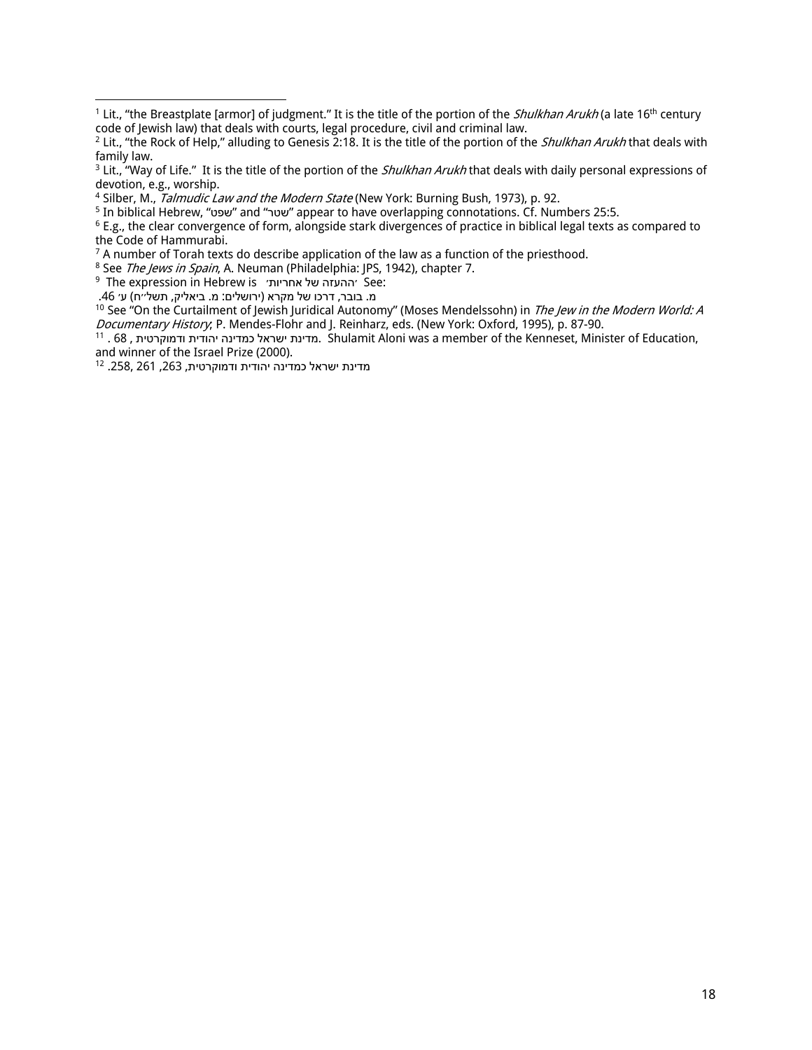[1] Lit., "the Breastplate [armor] of judgment." It is the title of the portion of the *Shulkhan Arukh* (a late 16th century code of Jewish law) that deals with courts, legal procedure, civil and criminal law.

[2] Lit., "the Rock of Help," alluding to Genesis 2:18. It is the title of the portion of the *Shulkhan Arukh* that deals with family law.

[3] Lit., "Way of Life." It is the title of the portion of the *Shulkhan Arukh* that deals with daily personal expressions of devotion, e.g., worship.

[4] Silber, M., *Talmudic Law and the Modern State* (New York: Burning Bush, 1973), p. 92.

[5] In biblical Hebrew, "שפט" and "שטר" appear to have overlapping connotations. Cf. Numbers 25:5.

[6] E.g., the clear convergence of form, alongside stark divergences of practice in biblical legal texts as compared to the Code of Hammurabi.

[7] A number of Torah texts do describe application of the law as a function of the priesthood.

[8] See *The Jews in Spain*, A. Neuman (Philadelphia: JPS, 1942), chapter 7.

[9] The expression in Hebrew is 'ההעזה של אחריות' See:
מ. בובר, דרכו של מקרא (ירושלים: מ. ביאליק, תשל״ח) ע׳ 46.

[10] See "On the Curtailment of Jewish Juridical Autonomy" (Moses Mendelssohn) in *The Jew in the Modern World: A Documentary History*, P. Mendes-Flohr and J. Reinharz, eds. (New York: Oxford, 1995), p. 87-90.

[11] מדינת ישראל כמדינה יהודית ודמוקרטית, 68 . Shulamit Aloni was a member of the Kenneset, Minister of Education, and winner of the Israel Prize (2000).

[12] מדינת ישראל כמדינה יהודית ודמוקרטית, 263, 261 ,258.